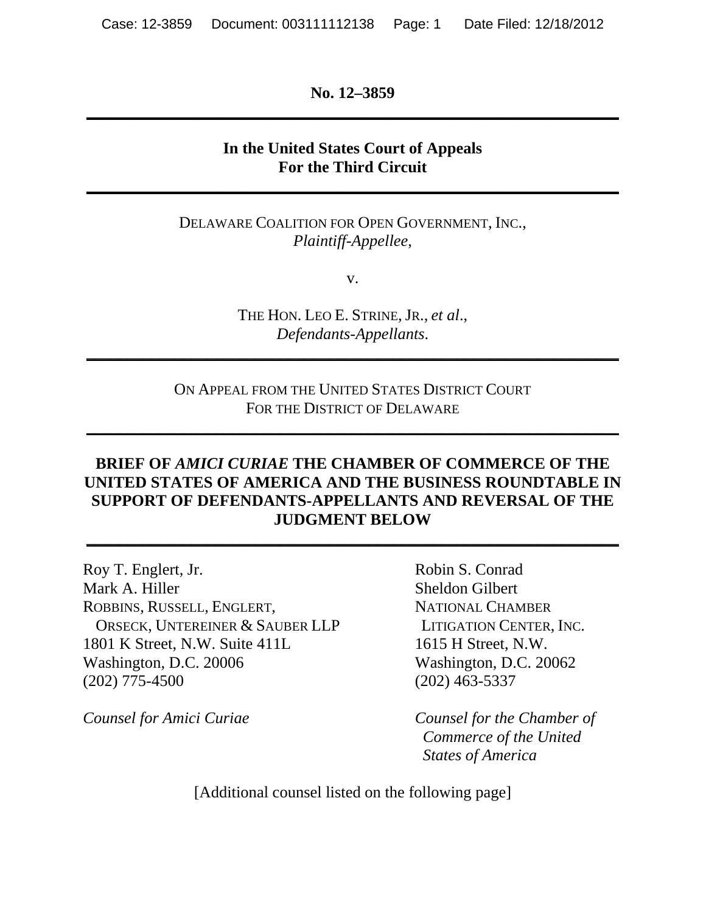**No. 12–3859**

---

**In the United States Court of Appeals**
**For the Third Circuit**

---

DELAWARE COALITION FOR OPEN GOVERNMENT, INC.,
*Plaintiff-Appellee*,

v.

THE HON. LEO E. STRINE, JR., *et al*.,
*Defendants-Appellants*.

---

ON APPEAL FROM THE UNITED STATES DISTRICT COURT
FOR THE DISTRICT OF DELAWARE

---

**BRIEF OF *AMICI CURIAE* THE CHAMBER OF COMMERCE OF THE UNITED STATES OF AMERICA AND THE BUSINESS ROUNDTABLE IN SUPPORT OF DEFENDANTS-APPELLANTS AND REVERSAL OF THE JUDGMENT BELOW**

---

Roy T. Englert, Jr.
Mark A. Hiller
ROBBINS, RUSSELL, ENGLERT,
ORSECK, UNTEREINER & SAUBER LLP
1801 K Street, N.W. Suite 411L
Washington, D.C. 20006
(202) 775-4500

*Counsel for Amici Curiae*

Robin S. Conrad
Sheldon Gilbert
NATIONAL CHAMBER
LITIGATION CENTER, INC.
1615 H Street, N.W.
Washington, D.C. 20062
(202) 463-5337

*Counsel for the Chamber of Commerce of the United States of America*

[Additional counsel listed on the following page]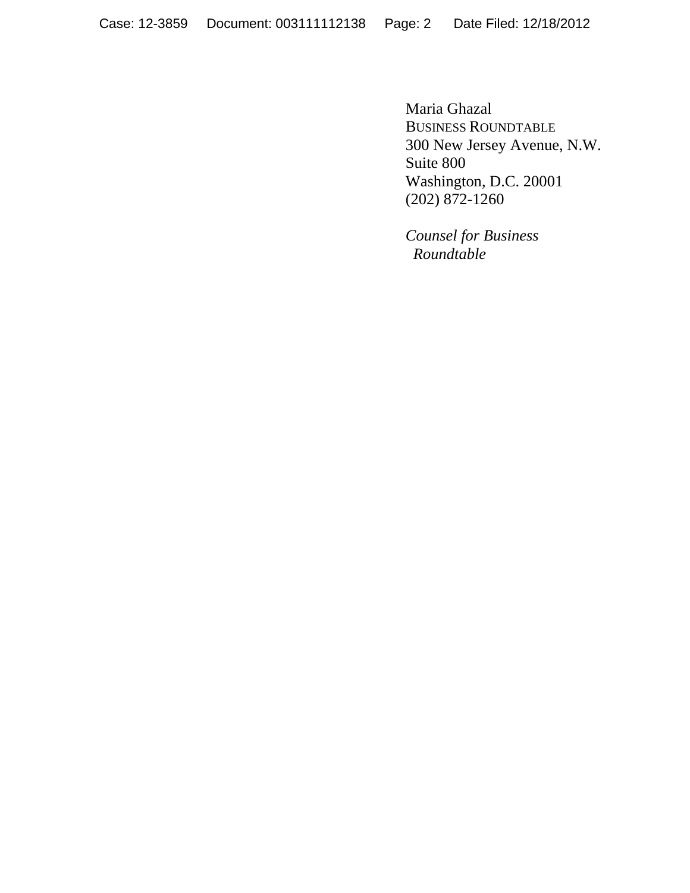Maria Ghazal
BUSINESS ROUNDTABLE
300 New Jersey Avenue, N.W.
Suite 800
Washington, D.C. 20001
(202) 872-1260

*Counsel for Business Roundtable*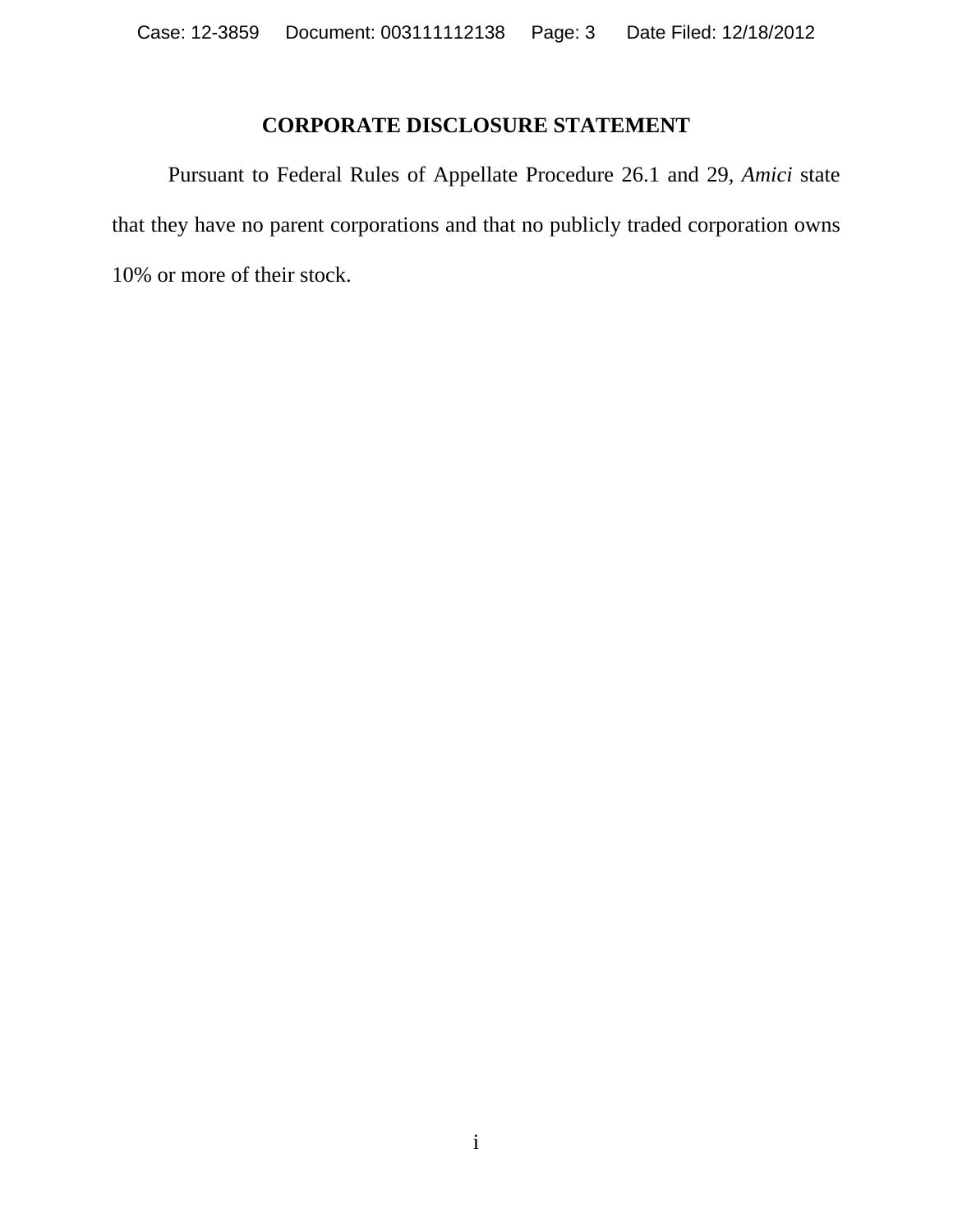# CORPORATE DISCLOSURE STATEMENT

Pursuant to Federal Rules of Appellate Procedure 26.1 and 29, *Amici* state that they have no parent corporations and that no publicly traded corporation owns 10% or more of their stock.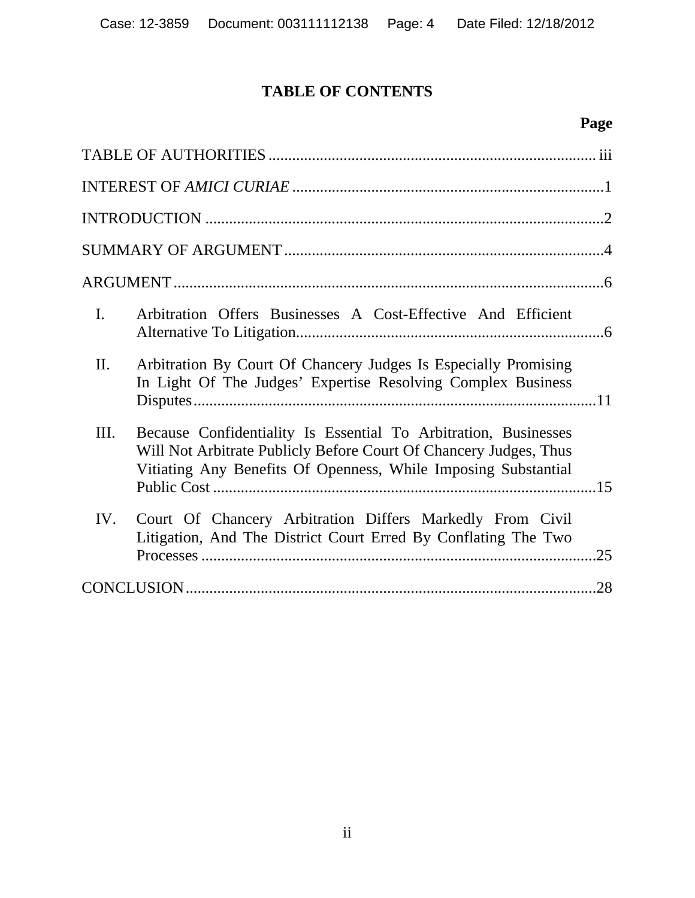# TABLE OF CONTENTS

| | Page |
|---|---|
| TABLE OF AUTHORITIES | iii |
| INTEREST OF *AMICI CURIAE* | 1 |
| INTRODUCTION | 2 |
| SUMMARY OF ARGUMENT | 4 |
| ARGUMENT | 6 |
| I. Arbitration Offers Businesses A Cost-Effective And Efficient Alternative To Litigation | 6 |
| II. Arbitration By Court Of Chancery Judges Is Especially Promising In Light Of The Judges' Expertise Resolving Complex Business Disputes | 11 |
| III. Because Confidentiality Is Essential To Arbitration, Businesses Will Not Arbitrate Publicly Before Court Of Chancery Judges, Thus Vitiating Any Benefits Of Openness, While Imposing Substantial Public Cost | 15 |
| IV. Court Of Chancery Arbitration Differs Markedly From Civil Litigation, And The District Court Erred By Conflating The Two Processes | 25 |
| CONCLUSION | 28 |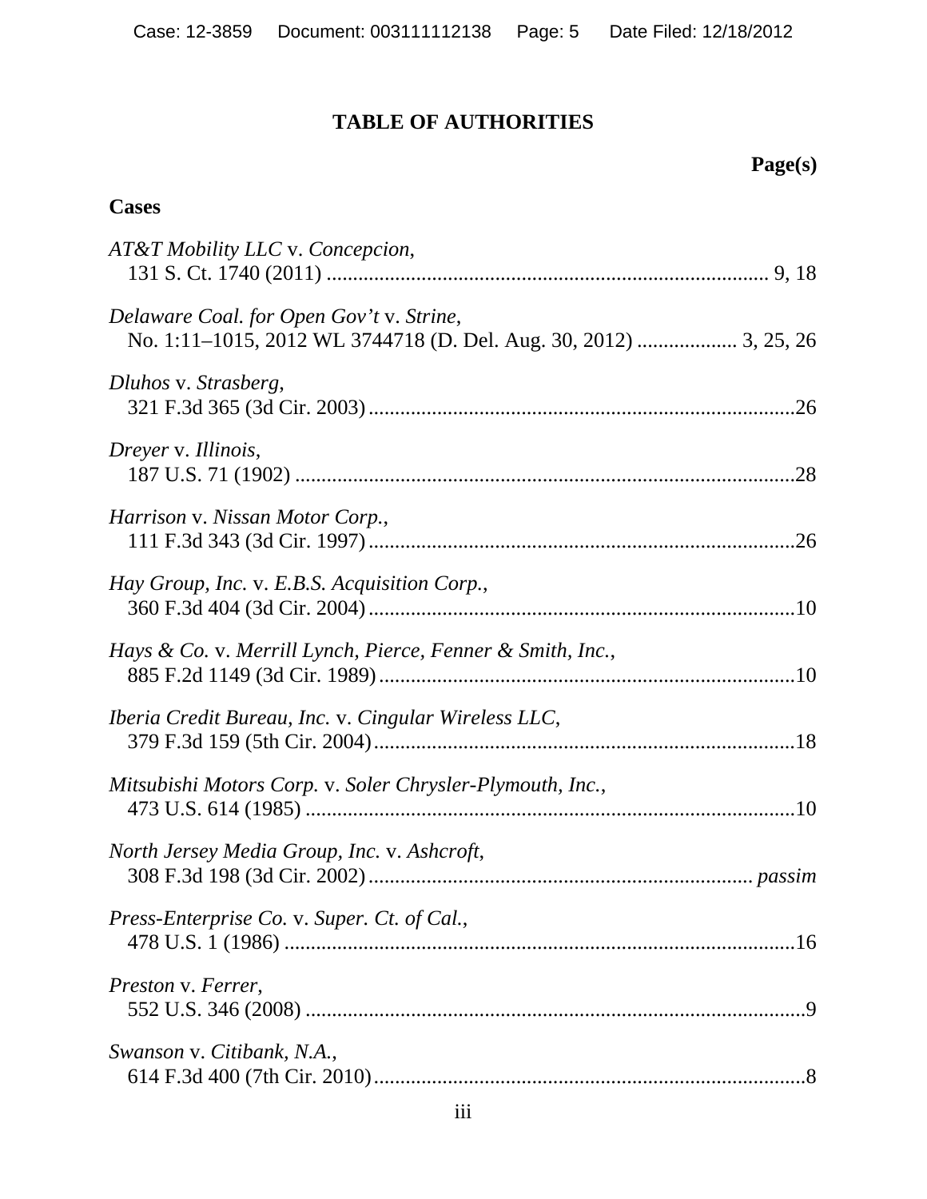# TABLE OF AUTHORITIES

**Page(s)**

## Cases

*AT&T Mobility LLC* v. *Concepcion*,
131 S. Ct. 1740 (2011) .................................................................................... 9, 18

*Delaware Coal. for Open Gov't* v. *Strine*,
No. 1:11–1015, 2012 WL 3744718 (D. Del. Aug. 30, 2012) ................... 3, 25, 26

*Dluhos* v. *Strasberg*,
321 F.3d 365 (3d Cir. 2003).................................................................................26

*Dreyer* v. *Illinois*,
187 U.S. 71 (1902) ...............................................................................................28

*Harrison* v. *Nissan Motor Corp.*,
111 F.3d 343 (3d Cir. 1997).................................................................................26

*Hay Group, Inc.* v. *E.B.S. Acquisition Corp.*,
360 F.3d 404 (3d Cir. 2004).................................................................................10

*Hays & Co.* v. *Merrill Lynch, Pierce, Fenner & Smith, Inc.*,
885 F.2d 1149 (3d Cir. 1989)...............................................................................10

*Iberia Credit Bureau, Inc.* v. *Cingular Wireless LLC*,
379 F.3d 159 (5th Cir. 2004)................................................................................18

*Mitsubishi Motors Corp.* v. *Soler Chrysler-Plymouth, Inc.*,
473 U.S. 614 (1985) .............................................................................................10

*North Jersey Media Group, Inc.* v. *Ashcroft*,
308 F.3d 198 (3d Cir. 2002)....................................................................... *passim*

*Press-Enterprise Co.* v. *Super. Ct. of Cal.*,
478 U.S. 1 (1986) .................................................................................................16

*Preston* v. *Ferrer*,
552 U.S. 346 (2008) ...............................................................................................9

*Swanson* v. *Citibank, N.A.*,
614 F.3d 400 (7th Cir. 2010)..................................................................................8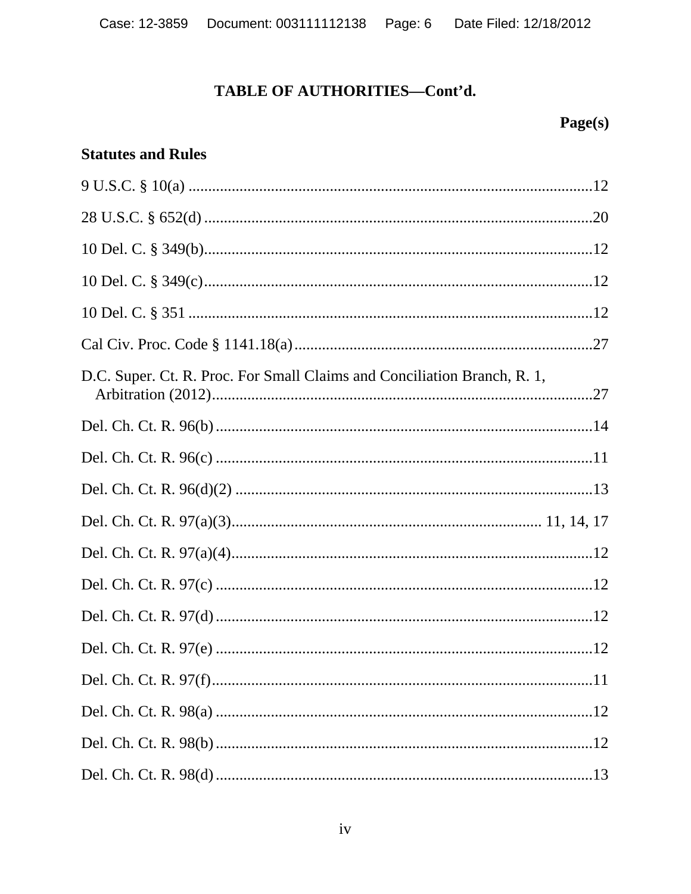## TABLE OF AUTHORITIES—Cont'd.

**Page(s)**

### Statutes and Rules

9 U.S.C. § 10(a) ....................................................................................................12

28 U.S.C. § 652(d) ................................................................................................20

10 Del. C. § 349(b)................................................................................................12

10 Del. C. § 349(c).................................................................................................12

10 Del. C. § 351 .....................................................................................................12

Cal Civ. Proc. Code § 1141.18(a)..........................................................................27

D.C. Super. Ct. R. Proc. For Small Claims and Conciliation Branch, R. 1, Arbitration (2012)...............................................................................................27

Del. Ch. Ct. R. 96(b)..............................................................................................14

Del. Ch. Ct. R. 96(c) ..............................................................................................11

Del. Ch. Ct. R. 96(d)(2) .........................................................................................13

Del. Ch. Ct. R. 97(a)(3)............................................................................ 11, 14, 17

Del. Ch. Ct. R. 97(a)(4)..........................................................................................12

Del. Ch. Ct. R. 97(c) ..............................................................................................12

Del. Ch. Ct. R. 97(d)..............................................................................................12

Del. Ch. Ct. R. 97(e) ..............................................................................................12

Del. Ch. Ct. R. 97(f)...............................................................................................11

Del. Ch. Ct. R. 98(a) ..............................................................................................12

Del. Ch. Ct. R. 98(b)..............................................................................................12

Del. Ch. Ct. R. 98(d)..............................................................................................13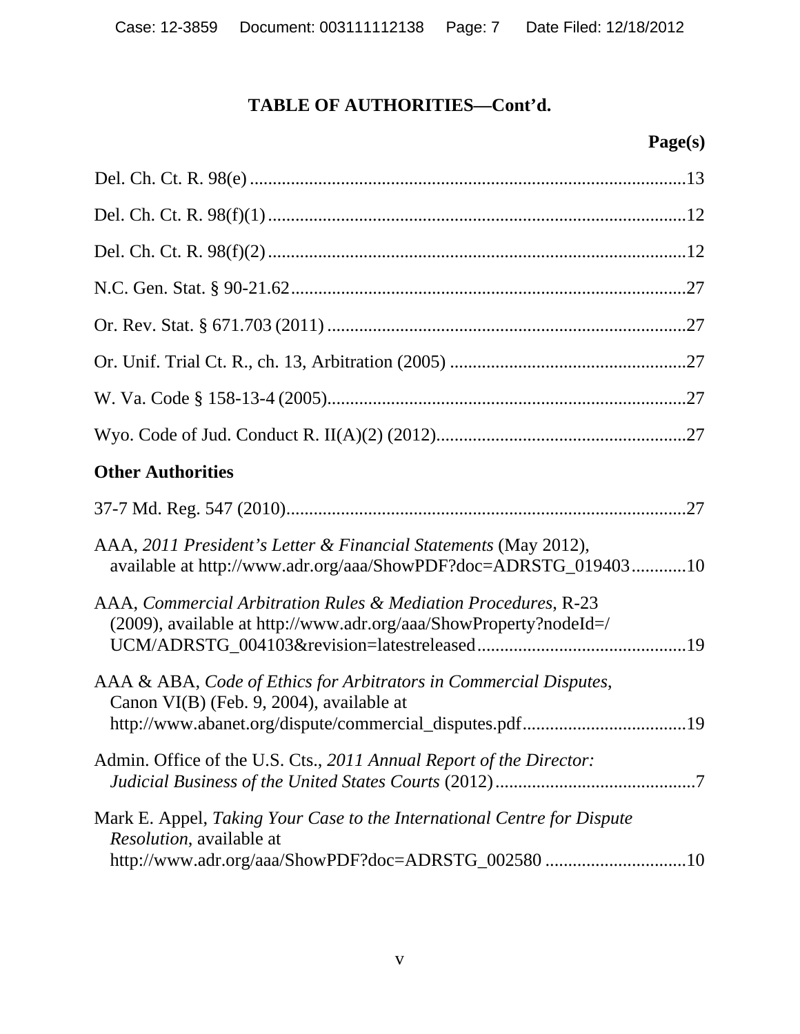## TABLE OF AUTHORITIES—Cont'd.

**Page(s)**

Del. Ch. Ct. R. 98(e) ....................................................................................13

Del. Ch. Ct. R. 98(f)(1) ..................................................................................12

Del. Ch. Ct. R. 98(f)(2) ..................................................................................12

N.C. Gen. Stat. § 90-21.62.............................................................................27

Or. Rev. Stat. § 671.703 (2011) .....................................................................27

Or. Unif. Trial Ct. R., ch. 13, Arbitration (2005) ...........................................27

W. Va. Code § 158-13-4 (2005).....................................................................27

Wyo. Code of Jud. Conduct R. II(A)(2) (2012).............................................27

### Other Authorities

37-7 Md. Reg. 547 (2010)..............................................................................27

AAA, *2011 President's Letter & Financial Statements* (May 2012), available at http://www.adr.org/aaa/ShowPDF?doc=ADRSTG_019403............10

AAA, *Commercial Arbitration Rules & Mediation Procedures*, R-23 (2009), available at http://www.adr.org/aaa/ShowProperty?nodeId=/UCM/ADRSTG_004103&revision=latestreleased..............................................19

AAA & ABA, *Code of Ethics for Arbitrators in Commercial Disputes*, Canon VI(B) (Feb. 9, 2004), available at http://www.abanet.org/dispute/commercial_disputes.pdf....................................19

Admin. Office of the U.S. Cts., *2011 Annual Report of the Director: Judicial Business of the United States Courts* (2012)............................................7

Mark E. Appel, *Taking Your Case to the International Centre for Dispute Resolution*, available at http://www.adr.org/aaa/ShowPDF?doc=ADRSTG_002580 ...............................10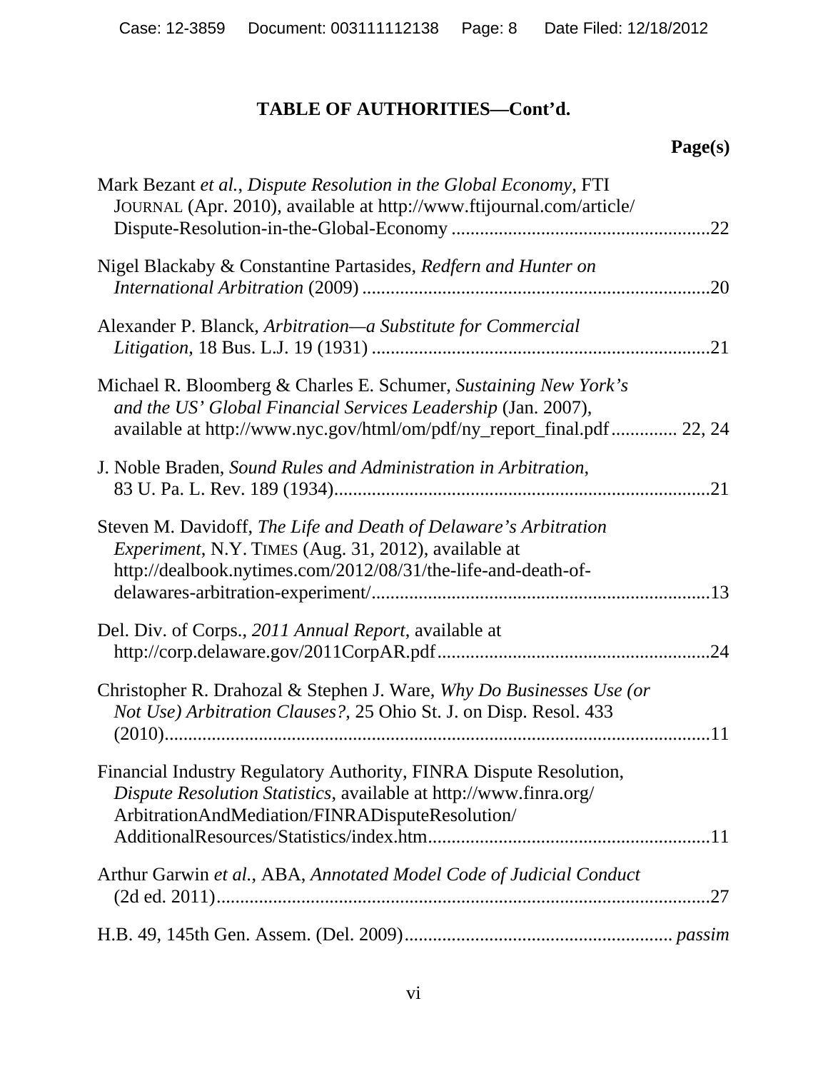**TABLE OF AUTHORITIES—Cont'd.**

**Page(s)**

Mark Bezant *et al.*, *Dispute Resolution in the Global Economy*, FTI JOURNAL (Apr. 2010), available at http://www.ftijournal.com/article/Dispute-Resolution-in-the-Global-Economy ....................................................22

Nigel Blackaby & Constantine Partasides, *Redfern and Hunter on International Arbitration* (2009) ........................................................................20

Alexander P. Blanck, *Arbitration—a Substitute for Commercial Litigation*, 18 Bus. L.J. 19 (1931) ......................................................................21

Michael R. Bloomberg & Charles E. Schumer, *Sustaining New York's and the US' Global Financial Services Leadership* (Jan. 2007), available at http://www.nyc.gov/html/om/pdf/ny_report_final.pdf............. 22, 24

J. Noble Braden, *Sound Rules and Administration in Arbitration,* 83 U. Pa. L. Rev. 189 (1934)..............................................................................21

Steven M. Davidoff, *The Life and Death of Delaware's Arbitration Experiment*, N.Y. TIMES (Aug. 31, 2012), available at http://dealbook.nytimes.com/2012/08/31/the-life-and-death-of-delawares-arbitration-experiment/......................................................................13

Del. Div. of Corps., *2011 Annual Report*, available at http://corp.delaware.gov/2011CorpAR.pdf.........................................................24

Christopher R. Drahozal & Stephen J. Ware, *Why Do Businesses Use (or Not Use) Arbitration Clauses?*, 25 Ohio St. J. on Disp. Resol. 433 (2010)....................................................................................................................11

Financial Industry Regulatory Authority, FINRA Dispute Resolution, *Dispute Resolution Statistics*, available at http://www.finra.org/ArbitrationAndMediation/FINRADisputeResolution/AdditionalResources/Statistics/index.htm..........................................................11

Arthur Garwin *et al.*, ABA, *Annotated Model Code of Judicial Conduct* (2d ed. 2011).......................................................................................................27

H.B. 49, 145th Gen. Assem. (Del. 2009)....................................................... *passim*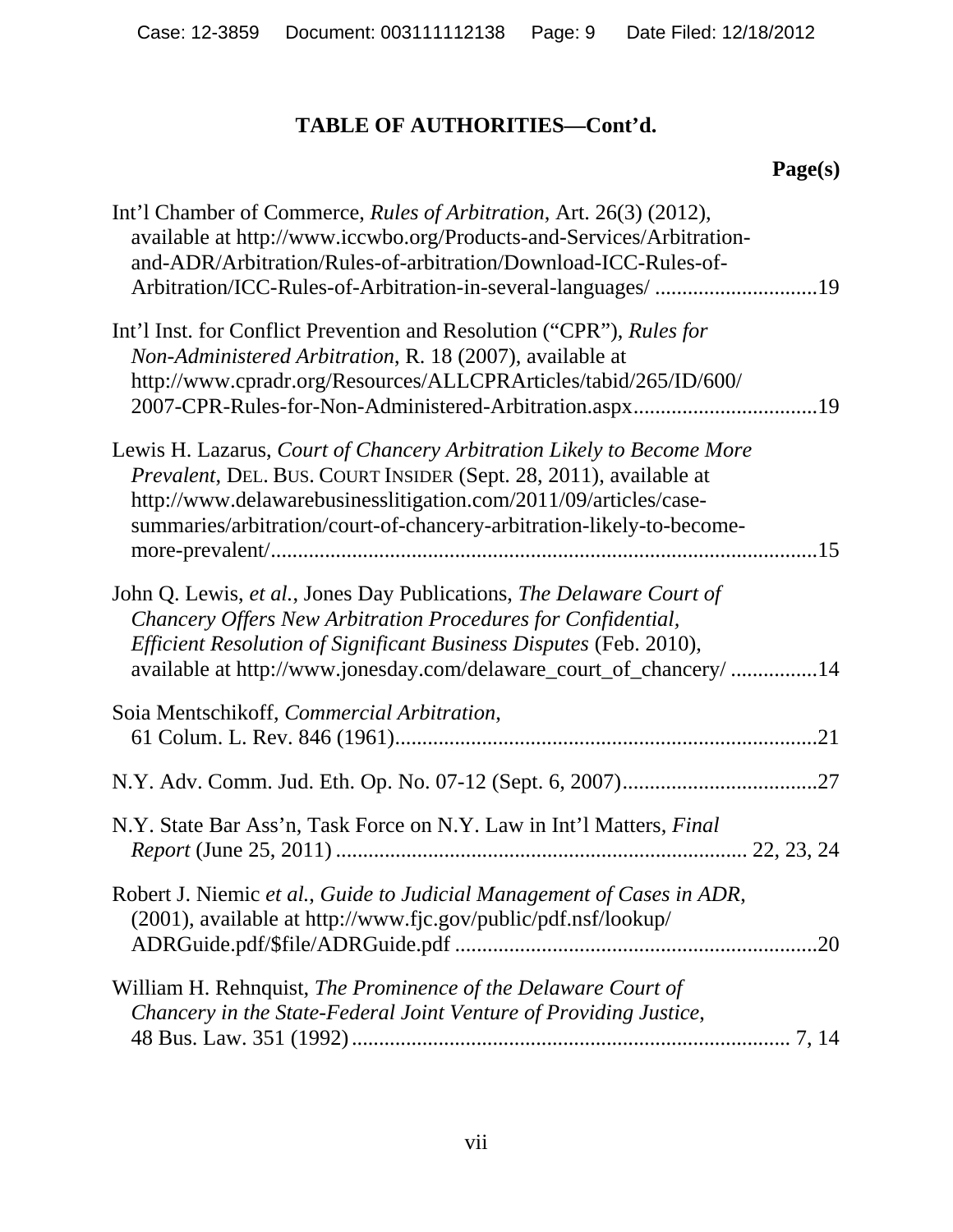## TABLE OF AUTHORITIES—Cont'd.

**Page(s)**

Int'l Chamber of Commerce, *Rules of Arbitration*, Art. 26(3) (2012), available at http://www.iccwbo.org/Products-and-Services/Arbitration-and-ADR/Arbitration/Rules-of-arbitration/Download-ICC-Rules-of-Arbitration/ICC-Rules-of-Arbitration-in-several-languages/ ..............................19

Int'l Inst. for Conflict Prevention and Resolution ("CPR"), *Rules for Non-Administered Arbitration*, R. 18 (2007), available at http://www.cpradr.org/Resources/ALLCPRArticles/tabid/265/ID/600/2007-CPR-Rules-for-Non-Administered-Arbitration.aspx..................................19

Lewis H. Lazarus, *Court of Chancery Arbitration Likely to Become More Prevalent*, DEL. BUS. COURT INSIDER (Sept. 28, 2011), available at http://www.delawarebusinesslitigation.com/2011/09/articles/case-summaries/arbitration/court-of-chancery-arbitration-likely-to-become-more-prevalent/....................................................................................................15

John Q. Lewis, *et al.*, Jones Day Publications, *The Delaware Court of Chancery Offers New Arbitration Procedures for Confidential, Efficient Resolution of Significant Business Disputes* (Feb. 2010), available at http://www.jonesday.com/delaware_court_of_chancery/ ................14

Soia Mentschikoff, *Commercial Arbitration*, 61 Colum. L. Rev. 846 (1961)..............................................................................21

N.Y. Adv. Comm. Jud. Eth. Op. No. 07-12 (Sept. 6, 2007)....................................27

N.Y. State Bar Ass'n, Task Force on N.Y. Law in Int'l Matters, *Final Report* (June 25, 2011) .......................................................................... 22, 23, 24

Robert J. Niemic *et al.*, *Guide to Judicial Management of Cases in ADR*, (2001), available at http://www.fjc.gov/public/pdf.nsf/lookup/ADRGuide.pdf/$file/ADRGuide.pdf ..................................................................20

William H. Rehnquist, *The Prominence of the Delaware Court of Chancery in the State-Federal Joint Venture of Providing Justice*, 48 Bus. Law. 351 (1992) ................................................................................ 7, 14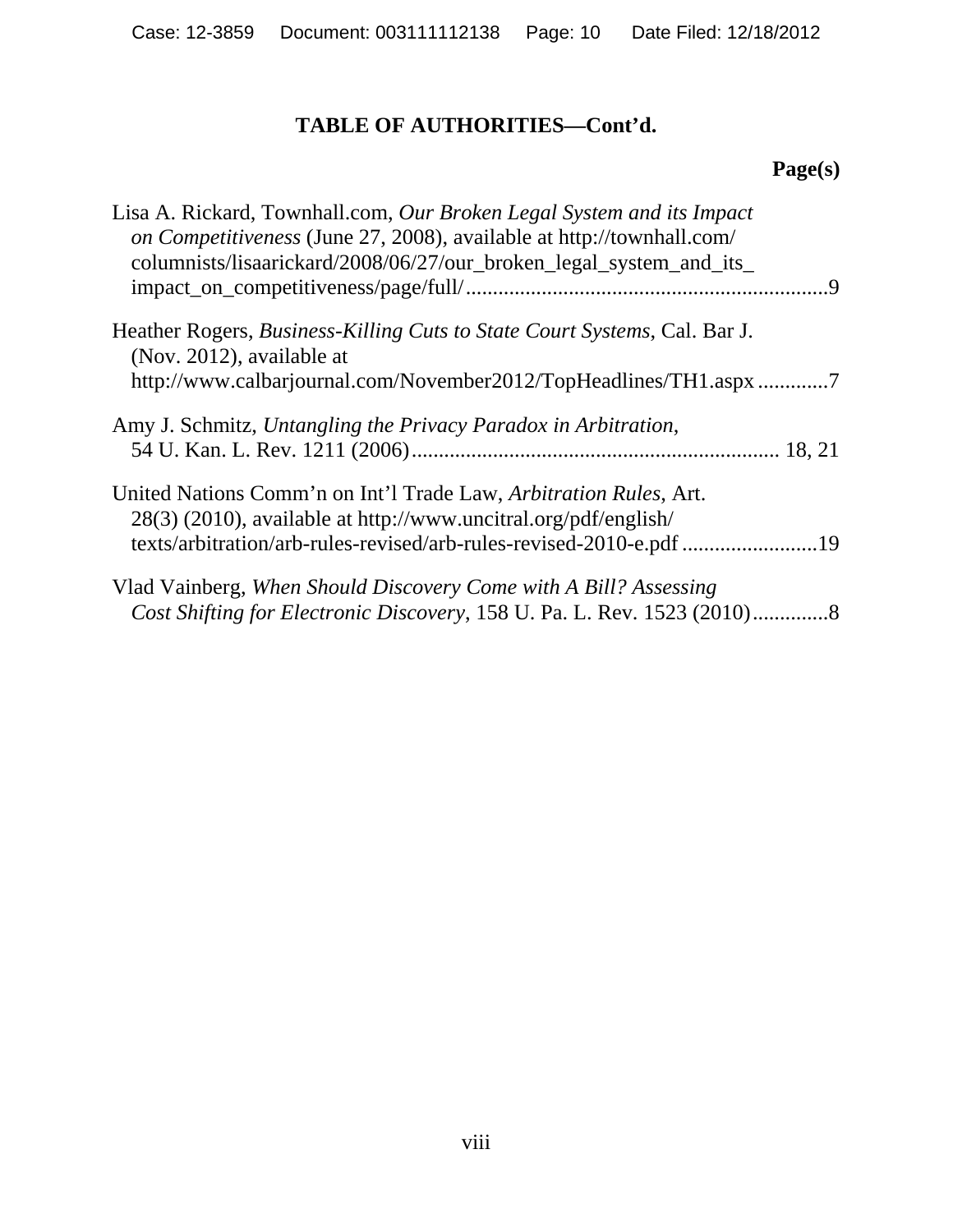## TABLE OF AUTHORITIES—Cont'd.

**Page(s)**

Lisa A. Rickard, Townhall.com, *Our Broken Legal System and its Impact on Competitiveness* (June 27, 2008), available at http://townhall.com/columnists/lisaarickard/2008/06/27/our_broken_legal_system_and_its_impact_on_competitiveness/page/full/ .................................................................9

Heather Rogers, *Business-Killing Cuts to State Court Systems,* Cal. Bar J. (Nov. 2012), available at http://www.calbarjournal.com/November2012/TopHeadlines/TH1.aspx .............7

Amy J. Schmitz, *Untangling the Privacy Paradox in Arbitration*, 54 U. Kan. L. Rev. 1211 (2006)................................................................... 18, 21

United Nations Comm'n on Int'l Trade Law, *Arbitration Rules*, Art. 28(3) (2010), available at http://www.uncitral.org/pdf/english/texts/arbitration/arb-rules-revised/arb-rules-revised-2010-e.pdf .........................19

Vlad Vainberg, *When Should Discovery Come with A Bill? Assessing Cost Shifting for Electronic Discovery*, 158 U. Pa. L. Rev. 1523 (2010)..............8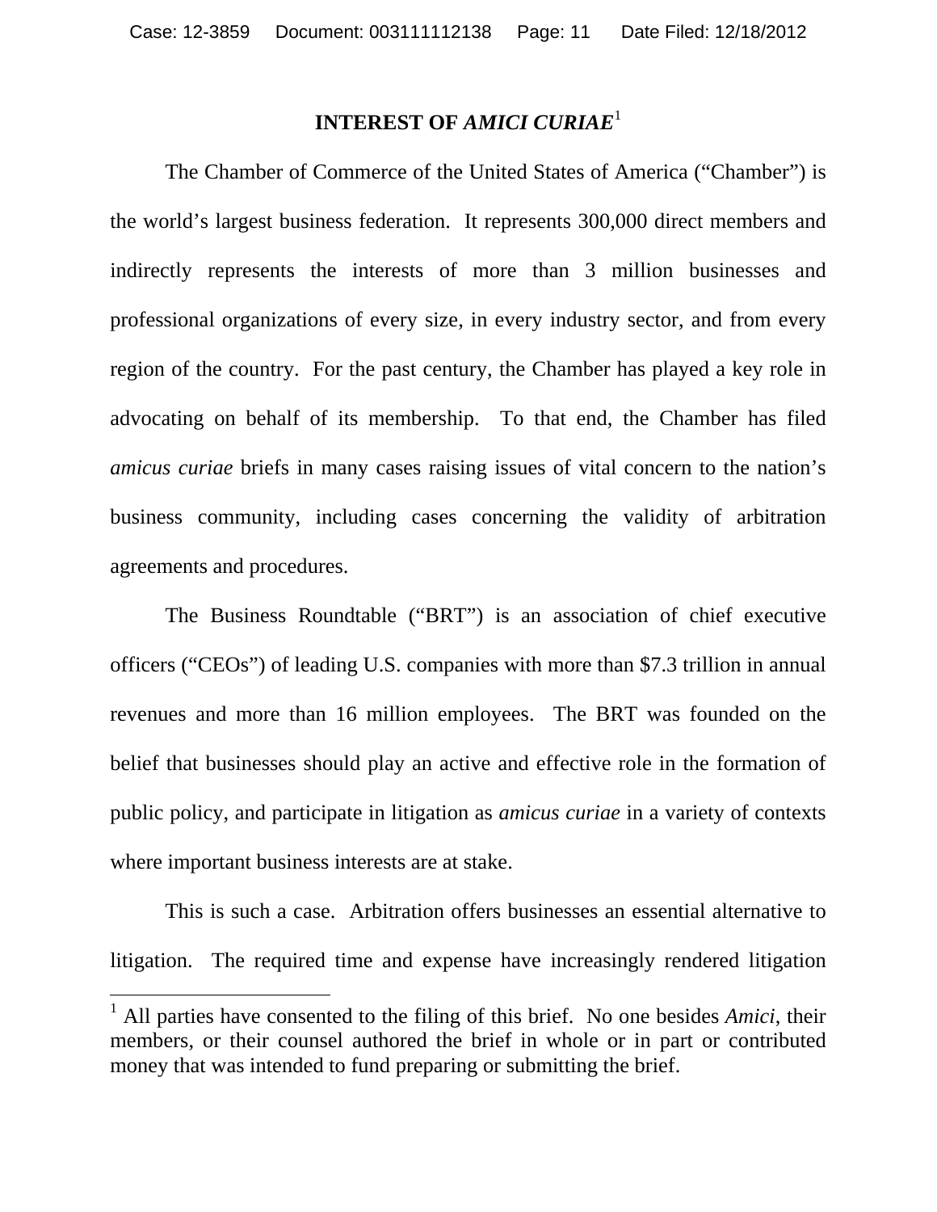## INTEREST OF *AMICI CURIAE*[1]

The Chamber of Commerce of the United States of America ("Chamber") is the world's largest business federation. It represents 300,000 direct members and indirectly represents the interests of more than 3 million businesses and professional organizations of every size, in every industry sector, and from every region of the country. For the past century, the Chamber has played a key role in advocating on behalf of its membership. To that end, the Chamber has filed *amicus curiae* briefs in many cases raising issues of vital concern to the nation's business community, including cases concerning the validity of arbitration agreements and procedures.

The Business Roundtable ("BRT") is an association of chief executive officers ("CEOs") of leading U.S. companies with more than $7.3 trillion in annual revenues and more than 16 million employees. The BRT was founded on the belief that businesses should play an active and effective role in the formation of public policy, and participate in litigation as *amicus curiae* in a variety of contexts where important business interests are at stake.

This is such a case. Arbitration offers businesses an essential alternative to litigation. The required time and expense have increasingly rendered litigation

---

[1] All parties have consented to the filing of this brief. No one besides *Amici*, their members, or their counsel authored the brief in whole or in part or contributed money that was intended to fund preparing or submitting the brief.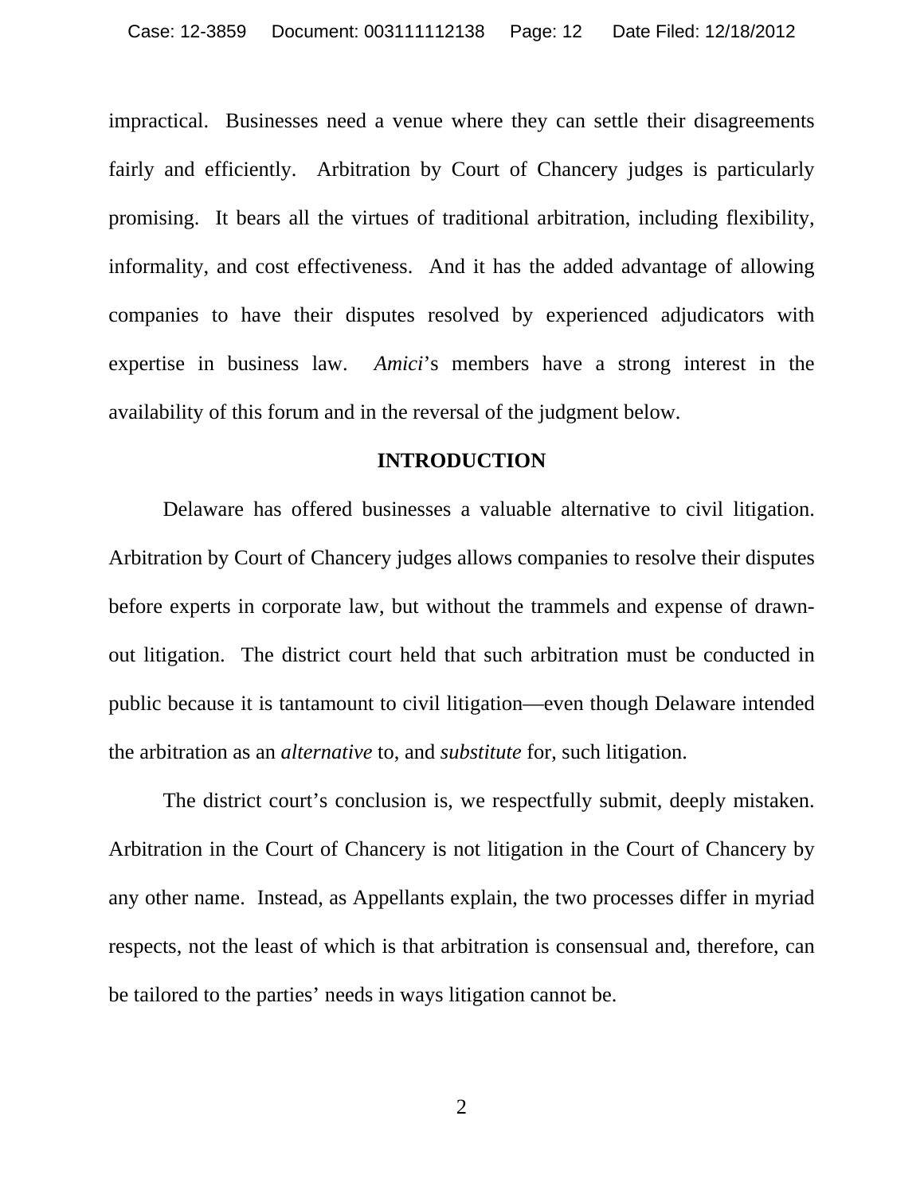impractical. Businesses need a venue where they can settle their disagreements fairly and efficiently. Arbitration by Court of Chancery judges is particularly promising. It bears all the virtues of traditional arbitration, including flexibility, informality, and cost effectiveness. And it has the added advantage of allowing companies to have their disputes resolved by experienced adjudicators with expertise in business law. *Amici*'s members have a strong interest in the availability of this forum and in the reversal of the judgment below.

## INTRODUCTION

Delaware has offered businesses a valuable alternative to civil litigation. Arbitration by Court of Chancery judges allows companies to resolve their disputes before experts in corporate law, but without the trammels and expense of drawn-out litigation. The district court held that such arbitration must be conducted in public because it is tantamount to civil litigation—even though Delaware intended the arbitration as an *alternative* to, and *substitute* for, such litigation.

The district court's conclusion is, we respectfully submit, deeply mistaken. Arbitration in the Court of Chancery is not litigation in the Court of Chancery by any other name. Instead, as Appellants explain, the two processes differ in myriad respects, not the least of which is that arbitration is consensual and, therefore, can be tailored to the parties' needs in ways litigation cannot be.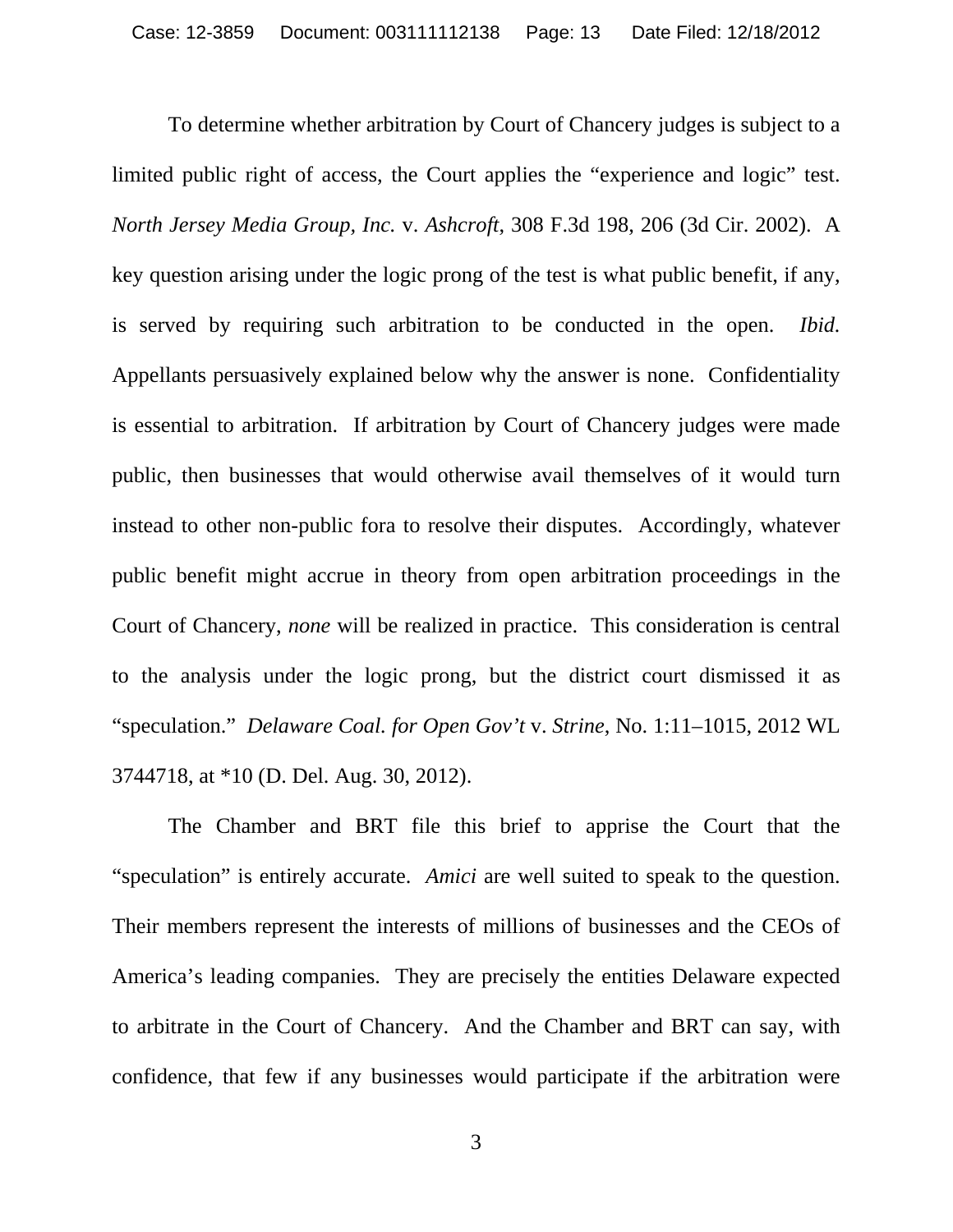To determine whether arbitration by Court of Chancery judges is subject to a limited public right of access, the Court applies the "experience and logic" test. *North Jersey Media Group, Inc.* v. *Ashcroft*, 308 F.3d 198, 206 (3d Cir. 2002). A key question arising under the logic prong of the test is what public benefit, if any, is served by requiring such arbitration to be conducted in the open. *Ibid.* Appellants persuasively explained below why the answer is none. Confidentiality is essential to arbitration. If arbitration by Court of Chancery judges were made public, then businesses that would otherwise avail themselves of it would turn instead to other non-public fora to resolve their disputes. Accordingly, whatever public benefit might accrue in theory from open arbitration proceedings in the Court of Chancery, *none* will be realized in practice. This consideration is central to the analysis under the logic prong, but the district court dismissed it as "speculation." *Delaware Coal. for Open Gov't* v. *Strine*, No. 1:11–1015, 2012 WL 3744718, at *10 (D. Del. Aug. 30, 2012).

The Chamber and BRT file this brief to apprise the Court that the "speculation" is entirely accurate. *Amici* are well suited to speak to the question. Their members represent the interests of millions of businesses and the CEOs of America's leading companies. They are precisely the entities Delaware expected to arbitrate in the Court of Chancery. And the Chamber and BRT can say, with confidence, that few if any businesses would participate if the arbitration were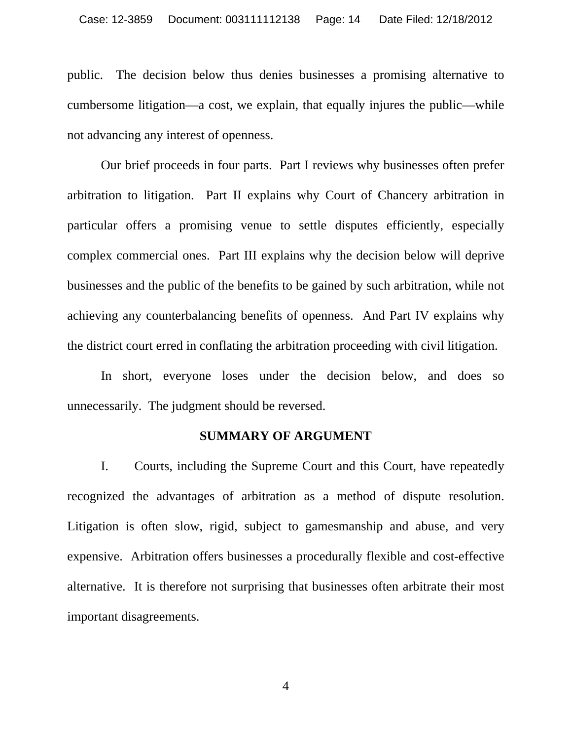public. The decision below thus denies businesses a promising alternative to cumbersome litigation—a cost, we explain, that equally injures the public—while not advancing any interest of openness.

Our brief proceeds in four parts. Part I reviews why businesses often prefer arbitration to litigation. Part II explains why Court of Chancery arbitration in particular offers a promising venue to settle disputes efficiently, especially complex commercial ones. Part III explains why the decision below will deprive businesses and the public of the benefits to be gained by such arbitration, while not achieving any counterbalancing benefits of openness. And Part IV explains why the district court erred in conflating the arbitration proceeding with civil litigation.

In short, everyone loses under the decision below, and does so unnecessarily. The judgment should be reversed.

## SUMMARY OF ARGUMENT

I. Courts, including the Supreme Court and this Court, have repeatedly recognized the advantages of arbitration as a method of dispute resolution. Litigation is often slow, rigid, subject to gamesmanship and abuse, and very expensive. Arbitration offers businesses a procedurally flexible and cost-effective alternative. It is therefore not surprising that businesses often arbitrate their most important disagreements.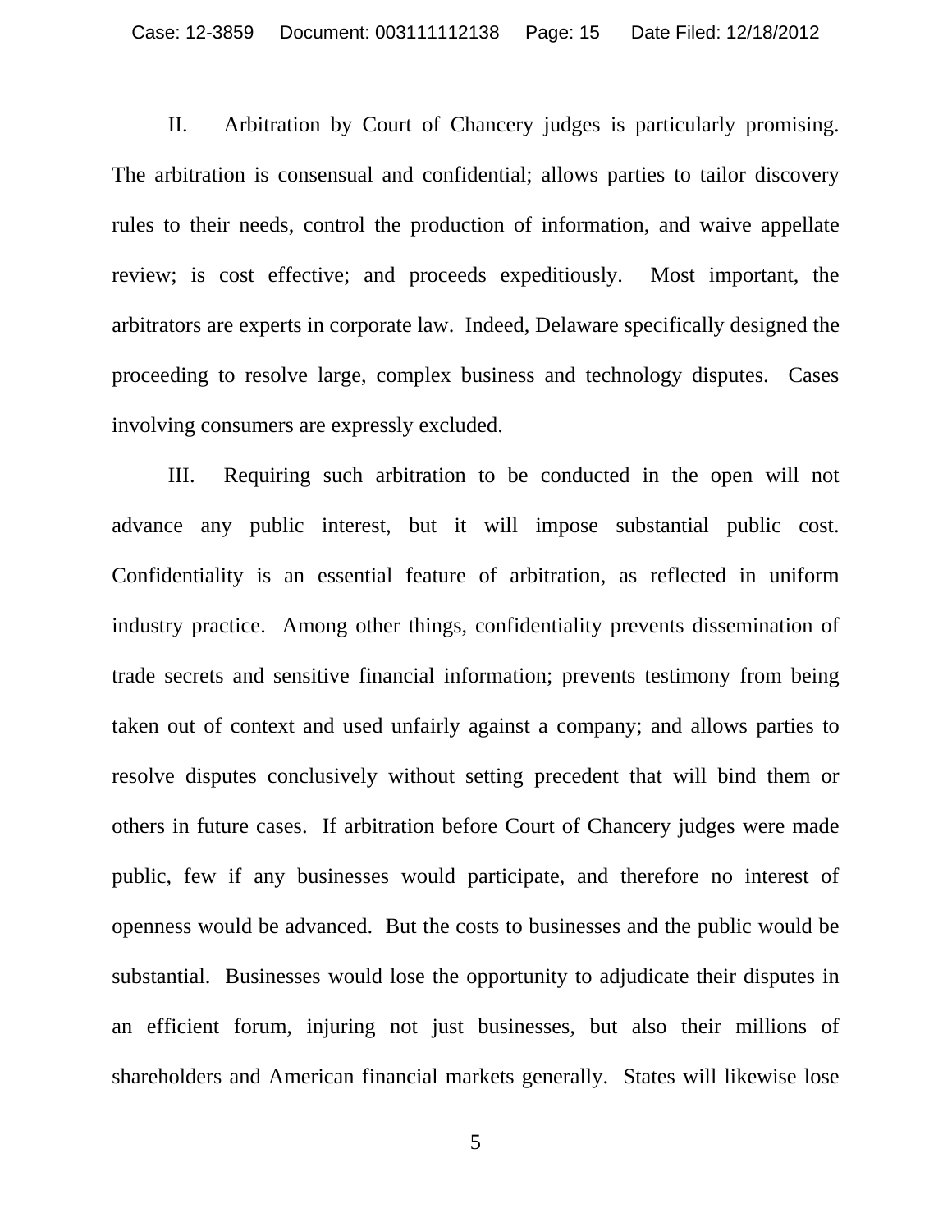II. Arbitration by Court of Chancery judges is particularly promising. The arbitration is consensual and confidential; allows parties to tailor discovery rules to their needs, control the production of information, and waive appellate review; is cost effective; and proceeds expeditiously. Most important, the arbitrators are experts in corporate law. Indeed, Delaware specifically designed the proceeding to resolve large, complex business and technology disputes. Cases involving consumers are expressly excluded.

III. Requiring such arbitration to be conducted in the open will not advance any public interest, but it will impose substantial public cost. Confidentiality is an essential feature of arbitration, as reflected in uniform industry practice. Among other things, confidentiality prevents dissemination of trade secrets and sensitive financial information; prevents testimony from being taken out of context and used unfairly against a company; and allows parties to resolve disputes conclusively without setting precedent that will bind them or others in future cases. If arbitration before Court of Chancery judges were made public, few if any businesses would participate, and therefore no interest of openness would be advanced. But the costs to businesses and the public would be substantial. Businesses would lose the opportunity to adjudicate their disputes in an efficient forum, injuring not just businesses, but also their millions of shareholders and American financial markets generally. States will likewise lose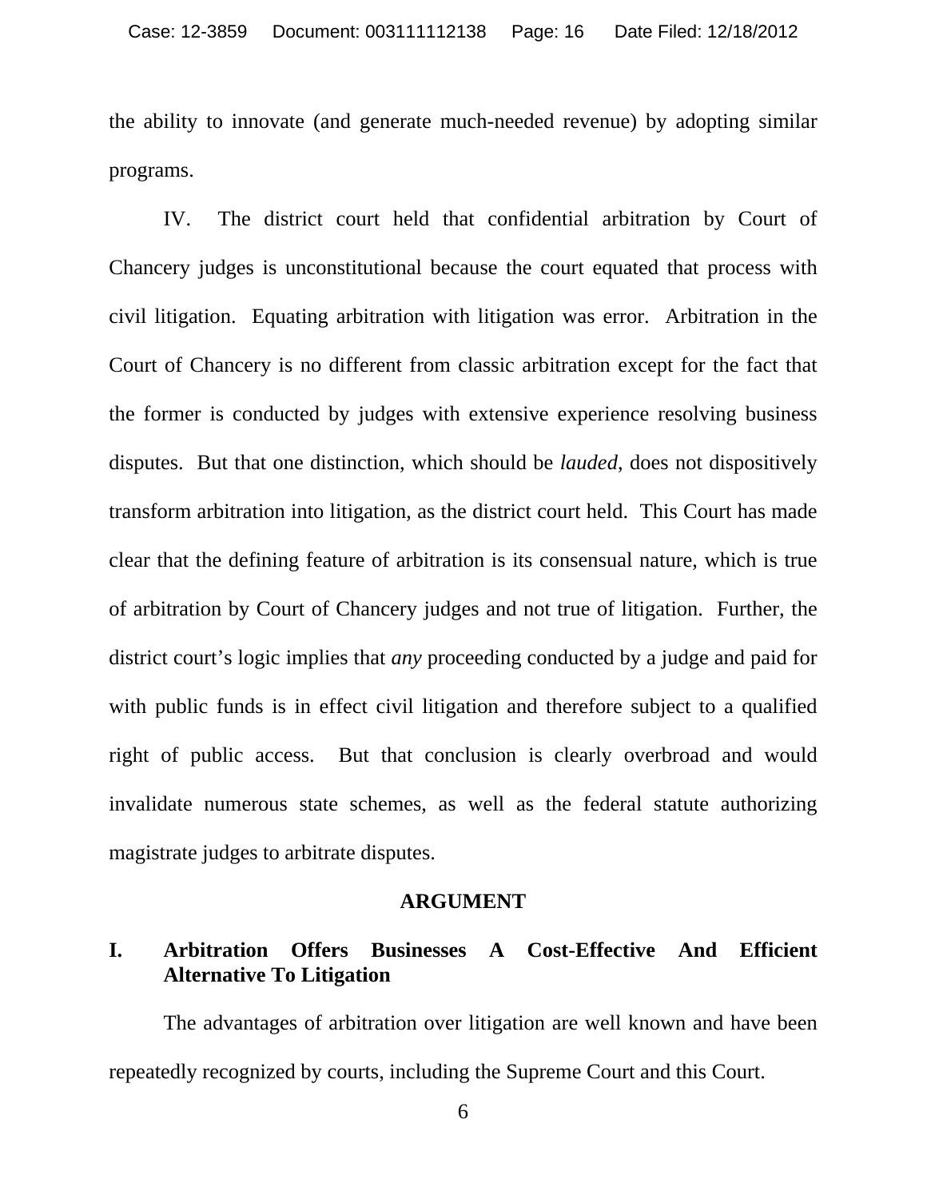the ability to innovate (and generate much-needed revenue) by adopting similar programs.

IV. The district court held that confidential arbitration by Court of Chancery judges is unconstitutional because the court equated that process with civil litigation. Equating arbitration with litigation was error. Arbitration in the Court of Chancery is no different from classic arbitration except for the fact that the former is conducted by judges with extensive experience resolving business disputes. But that one distinction, which should be *lauded*, does not dispositively transform arbitration into litigation, as the district court held. This Court has made clear that the defining feature of arbitration is its consensual nature, which is true of arbitration by Court of Chancery judges and not true of litigation. Further, the district court's logic implies that *any* proceeding conducted by a judge and paid for with public funds is in effect civil litigation and therefore subject to a qualified right of public access. But that conclusion is clearly overbroad and would invalidate numerous state schemes, as well as the federal statute authorizing magistrate judges to arbitrate disputes.

## ARGUMENT

### I. Arbitration Offers Businesses A Cost-Effective And Efficient Alternative To Litigation

The advantages of arbitration over litigation are well known and have been repeatedly recognized by courts, including the Supreme Court and this Court.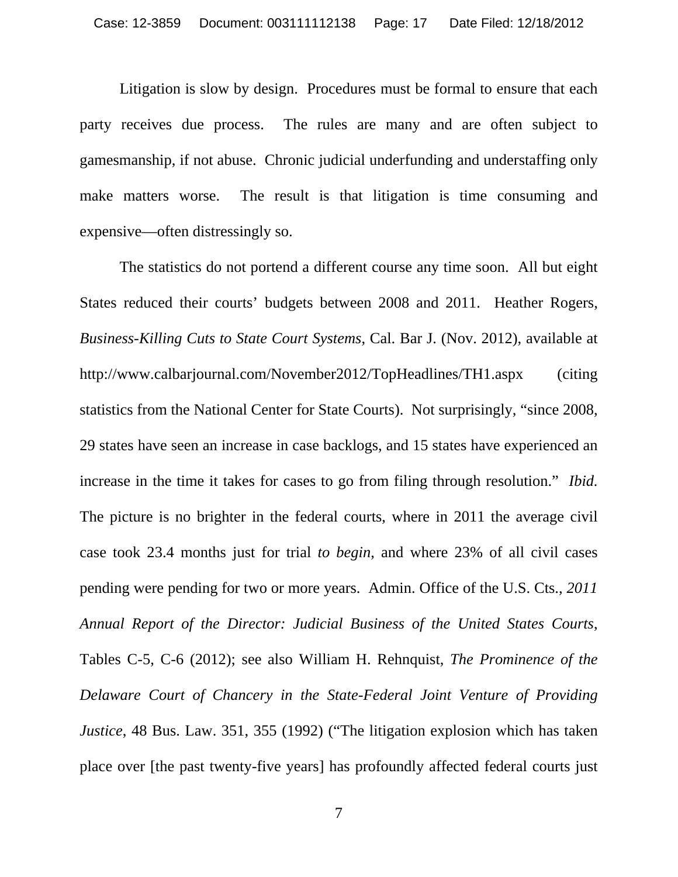Litigation is slow by design. Procedures must be formal to ensure that each party receives due process. The rules are many and are often subject to gamesmanship, if not abuse. Chronic judicial underfunding and understaffing only make matters worse. The result is that litigation is time consuming and expensive—often distressingly so.

The statistics do not portend a different course any time soon. All but eight States reduced their courts' budgets between 2008 and 2011. Heather Rogers, *Business-Killing Cuts to State Court Systems*, Cal. Bar J. (Nov. 2012), available at http://www.calbarjournal.com/November2012/TopHeadlines/TH1.aspx (citing statistics from the National Center for State Courts). Not surprisingly, "since 2008, 29 states have seen an increase in case backlogs, and 15 states have experienced an increase in the time it takes for cases to go from filing through resolution." *Ibid.* The picture is no brighter in the federal courts, where in 2011 the average civil case took 23.4 months just for trial *to begin*, and where 23% of all civil cases pending were pending for two or more years. Admin. Office of the U.S. Cts., *2011 Annual Report of the Director: Judicial Business of the United States Courts*, Tables C-5, C-6 (2012); see also William H. Rehnquist, *The Prominence of the Delaware Court of Chancery in the State-Federal Joint Venture of Providing Justice*, 48 Bus. Law. 351, 355 (1992) ("The litigation explosion which has taken place over [the past twenty-five years] has profoundly affected federal courts just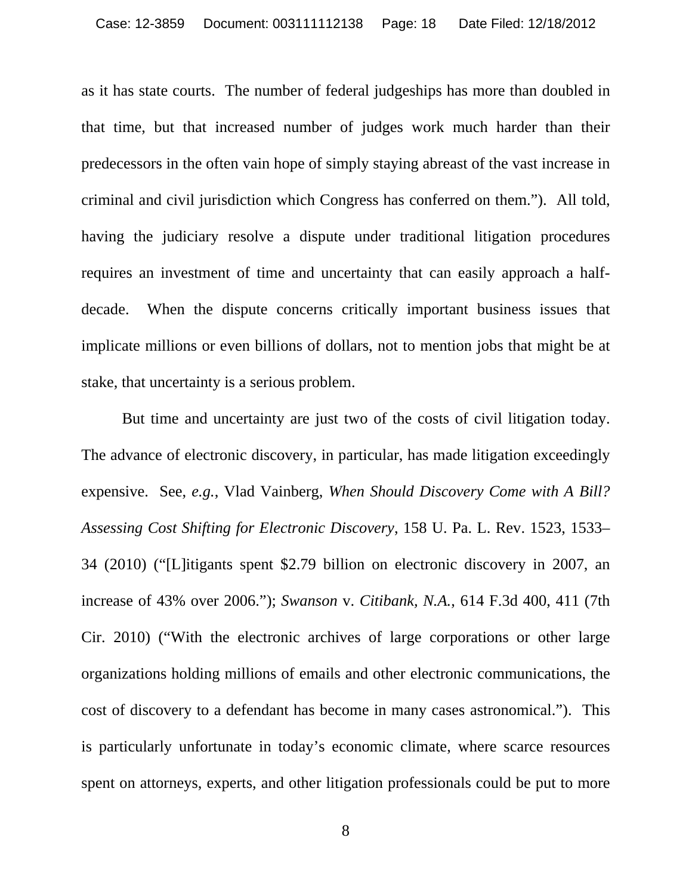as it has state courts. The number of federal judgeships has more than doubled in that time, but that increased number of judges work much harder than their predecessors in the often vain hope of simply staying abreast of the vast increase in criminal and civil jurisdiction which Congress has conferred on them."). All told, having the judiciary resolve a dispute under traditional litigation procedures requires an investment of time and uncertainty that can easily approach a half-decade. When the dispute concerns critically important business issues that implicate millions or even billions of dollars, not to mention jobs that might be at stake, that uncertainty is a serious problem.

But time and uncertainty are just two of the costs of civil litigation today. The advance of electronic discovery, in particular, has made litigation exceedingly expensive. See, *e.g.*, Vlad Vainberg, *When Should Discovery Come with A Bill? Assessing Cost Shifting for Electronic Discovery*, 158 U. Pa. L. Rev. 1523, 1533–34 (2010) ("[L]itigants spent $2.79 billion on electronic discovery in 2007, an increase of 43% over 2006."); *Swanson* v. *Citibank, N.A.*, 614 F.3d 400, 411 (7th Cir. 2010) ("With the electronic archives of large corporations or other large organizations holding millions of emails and other electronic communications, the cost of discovery to a defendant has become in many cases astronomical."). This is particularly unfortunate in today's economic climate, where scarce resources spent on attorneys, experts, and other litigation professionals could be put to more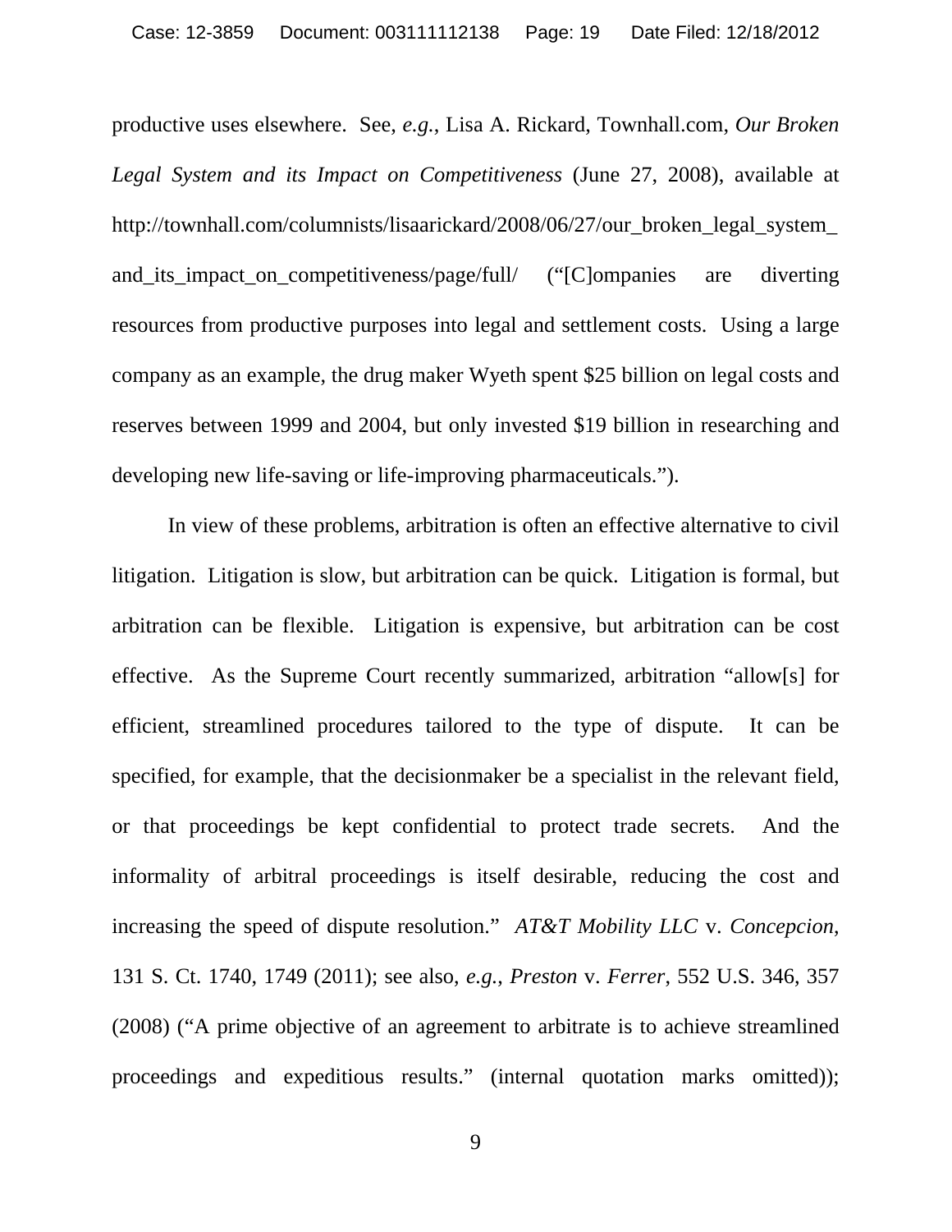productive uses elsewhere. See, *e.g.*, Lisa A. Rickard, Townhall.com, *Our Broken Legal System and its Impact on Competitiveness* (June 27, 2008), available at http://townhall.com/columnists/lisaarickard/2008/06/27/our_broken_legal_system_and_its_impact_on_competitiveness/page/full/ ("[C]ompanies are diverting resources from productive purposes into legal and settlement costs. Using a large company as an example, the drug maker Wyeth spent $25 billion on legal costs and reserves between 1999 and 2004, but only invested $19 billion in researching and developing new life-saving or life-improving pharmaceuticals.").

In view of these problems, arbitration is often an effective alternative to civil litigation. Litigation is slow, but arbitration can be quick. Litigation is formal, but arbitration can be flexible. Litigation is expensive, but arbitration can be cost effective. As the Supreme Court recently summarized, arbitration "allow[s] for efficient, streamlined procedures tailored to the type of dispute. It can be specified, for example, that the decisionmaker be a specialist in the relevant field, or that proceedings be kept confidential to protect trade secrets. And the informality of arbitral proceedings is itself desirable, reducing the cost and increasing the speed of dispute resolution." *AT&T Mobility LLC* v. *Concepcion*, 131 S. Ct. 1740, 1749 (2011); see also, *e.g.*, *Preston* v. *Ferrer*, 552 U.S. 346, 357 (2008) ("A prime objective of an agreement to arbitrate is to achieve streamlined proceedings and expeditious results." (internal quotation marks omitted));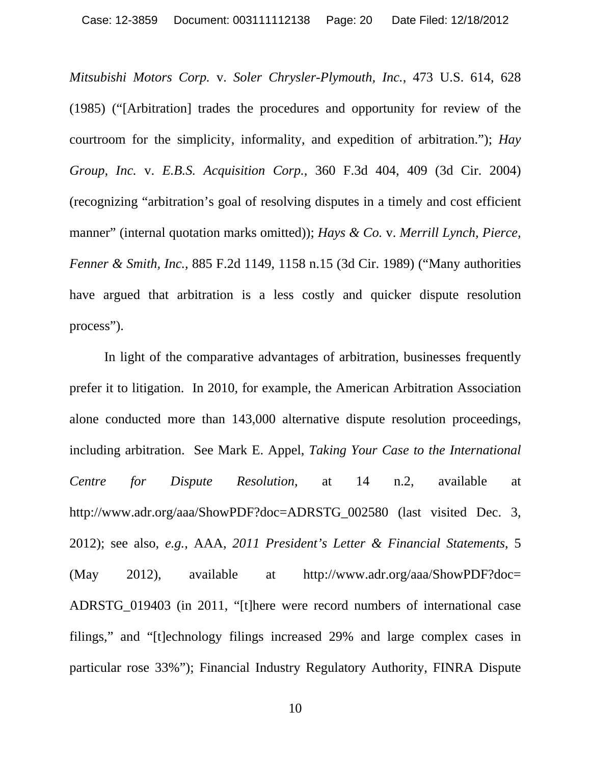*Mitsubishi Motors Corp.* v. *Soler Chrysler-Plymouth, Inc.*, 473 U.S. 614, 628 (1985) ("[Arbitration] trades the procedures and opportunity for review of the courtroom for the simplicity, informality, and expedition of arbitration."); *Hay Group, Inc.* v. *E.B.S. Acquisition Corp.*, 360 F.3d 404, 409 (3d Cir. 2004) (recognizing "arbitration's goal of resolving disputes in a timely and cost efficient manner" (internal quotation marks omitted)); *Hays & Co.* v. *Merrill Lynch, Pierce, Fenner & Smith, Inc.*, 885 F.2d 1149, 1158 n.15 (3d Cir. 1989) ("Many authorities have argued that arbitration is a less costly and quicker dispute resolution process").

In light of the comparative advantages of arbitration, businesses frequently prefer it to litigation. In 2010, for example, the American Arbitration Association alone conducted more than 143,000 alternative dispute resolution proceedings, including arbitration. See Mark E. Appel, *Taking Your Case to the International Centre for Dispute Resolution*, at 14 n.2, available at http://www.adr.org/aaa/ShowPDF?doc=ADRSTG_002580 (last visited Dec. 3, 2012); see also, *e.g.*, AAA, *2011 President's Letter & Financial Statements*, 5 (May 2012), available at http://www.adr.org/aaa/ShowPDF?doc=ADRSTG_019403 (in 2011, "[t]here were record numbers of international case filings," and "[t]echnology filings increased 29% and large complex cases in particular rose 33%"); Financial Industry Regulatory Authority, FINRA Dispute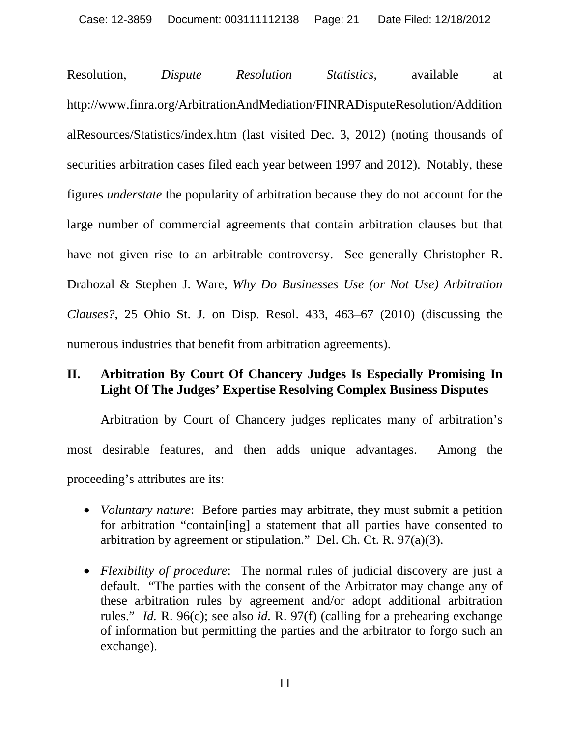Resolution, *Dispute Resolution Statistics*, available at http://www.finra.org/ArbitrationAndMediation/FINRADisputeResolution/AdditionalResources/Statistics/index.htm (last visited Dec. 3, 2012) (noting thousands of securities arbitration cases filed each year between 1997 and 2012). Notably, these figures *understate* the popularity of arbitration because they do not account for the large number of commercial agreements that contain arbitration clauses but that have not given rise to an arbitrable controversy. See generally Christopher R. Drahozal & Stephen J. Ware, *Why Do Businesses Use (or Not Use) Arbitration Clauses?*, 25 Ohio St. J. on Disp. Resol. 433, 463–67 (2010) (discussing the numerous industries that benefit from arbitration agreements).

## II. Arbitration By Court Of Chancery Judges Is Especially Promising In Light Of The Judges' Expertise Resolving Complex Business Disputes

Arbitration by Court of Chancery judges replicates many of arbitration's most desirable features, and then adds unique advantages. Among the proceeding's attributes are its:

- *Voluntary nature*: Before parties may arbitrate, they must submit a petition for arbitration "contain[ing] a statement that all parties have consented to arbitration by agreement or stipulation." Del. Ch. Ct. R. 97(a)(3).

- *Flexibility of procedure*: The normal rules of judicial discovery are just a default. "The parties with the consent of the Arbitrator may change any of these arbitration rules by agreement and/or adopt additional arbitration rules." *Id.* R. 96(c); see also *id.* R. 97(f) (calling for a prehearing exchange of information but permitting the parties and the arbitrator to forgo such an exchange).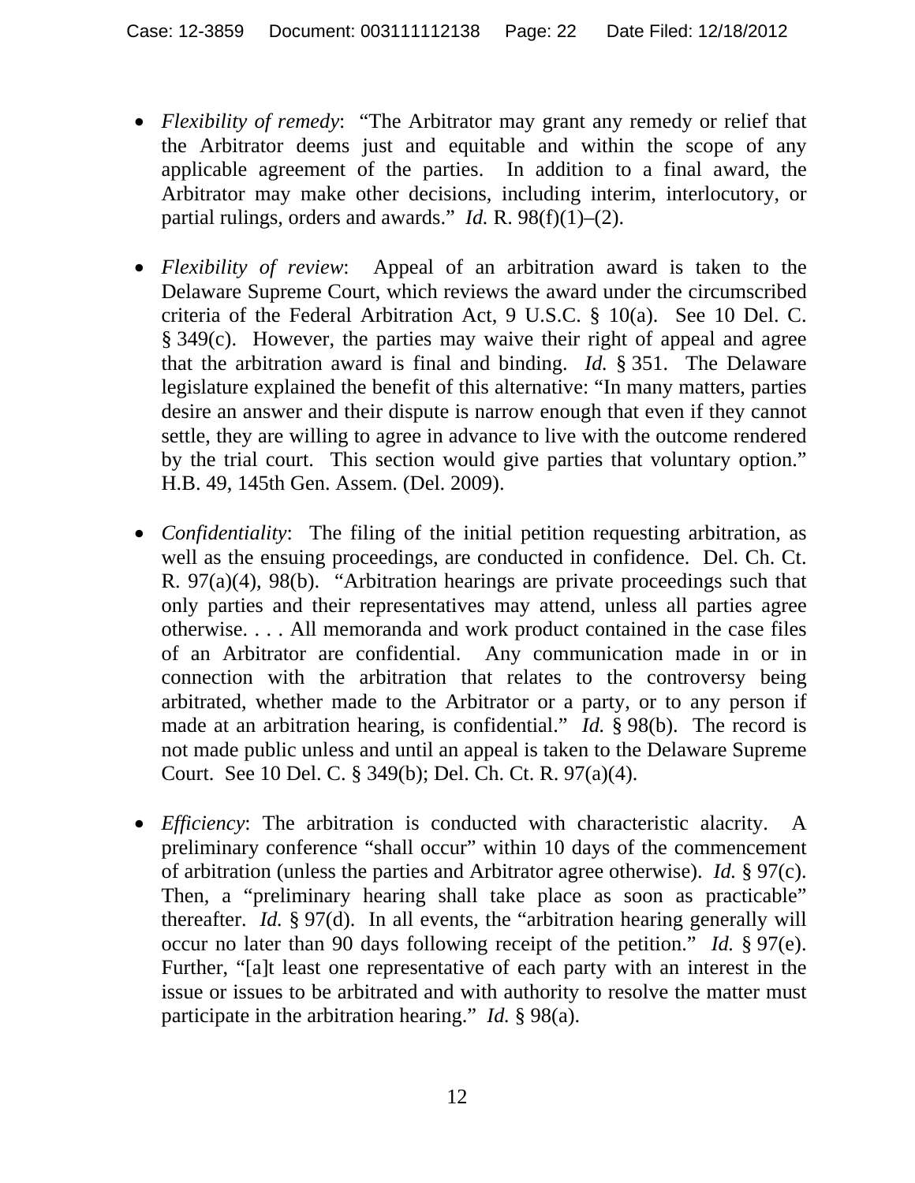- *Flexibility of remedy*: "The Arbitrator may grant any remedy or relief that the Arbitrator deems just and equitable and within the scope of any applicable agreement of the parties. In addition to a final award, the Arbitrator may make other decisions, including interim, interlocutory, or partial rulings, orders and awards." *Id.* R. 98(f)(1)–(2).

- *Flexibility of review*: Appeal of an arbitration award is taken to the Delaware Supreme Court, which reviews the award under the circumscribed criteria of the Federal Arbitration Act, 9 U.S.C. § 10(a). See 10 Del. C. § 349(c). However, the parties may waive their right of appeal and agree that the arbitration award is final and binding. *Id.* § 351. The Delaware legislature explained the benefit of this alternative: "In many matters, parties desire an answer and their dispute is narrow enough that even if they cannot settle, they are willing to agree in advance to live with the outcome rendered by the trial court. This section would give parties that voluntary option." H.B. 49, 145th Gen. Assem. (Del. 2009).

- *Confidentiality*: The filing of the initial petition requesting arbitration, as well as the ensuing proceedings, are conducted in confidence. Del. Ch. Ct. R. 97(a)(4), 98(b). "Arbitration hearings are private proceedings such that only parties and their representatives may attend, unless all parties agree otherwise. . . . All memoranda and work product contained in the case files of an Arbitrator are confidential. Any communication made in or in connection with the arbitration that relates to the controversy being arbitrated, whether made to the Arbitrator or a party, or to any person if made at an arbitration hearing, is confidential." *Id.* § 98(b). The record is not made public unless and until an appeal is taken to the Delaware Supreme Court. See 10 Del. C. § 349(b); Del. Ch. Ct. R. 97(a)(4).

- *Efficiency*: The arbitration is conducted with characteristic alacrity. A preliminary conference "shall occur" within 10 days of the commencement of arbitration (unless the parties and Arbitrator agree otherwise). *Id.* § 97(c). Then, a "preliminary hearing shall take place as soon as practicable" thereafter. *Id.* § 97(d). In all events, the "arbitration hearing generally will occur no later than 90 days following receipt of the petition." *Id.* § 97(e). Further, "[a]t least one representative of each party with an interest in the issue or issues to be arbitrated and with authority to resolve the matter must participate in the arbitration hearing." *Id.* § 98(a).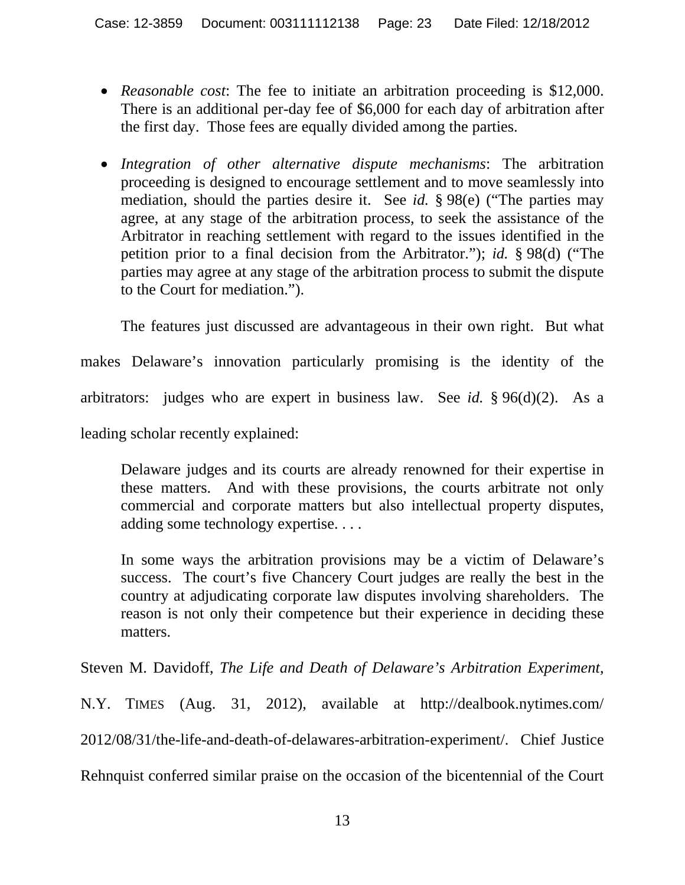- *Reasonable cost*: The fee to initiate an arbitration proceeding is $12,000. There is an additional per-day fee of $6,000 for each day of arbitration after the first day. Those fees are equally divided among the parties.

- *Integration of other alternative dispute mechanisms*: The arbitration proceeding is designed to encourage settlement and to move seamlessly into mediation, should the parties desire it. See *id.* § 98(e) ("The parties may agree, at any stage of the arbitration process, to seek the assistance of the Arbitrator in reaching settlement with regard to the issues identified in the petition prior to a final decision from the Arbitrator."); *id.* § 98(d) ("The parties may agree at any stage of the arbitration process to submit the dispute to the Court for mediation.").

The features just discussed are advantageous in their own right. But what makes Delaware's innovation particularly promising is the identity of the arbitrators: judges who are expert in business law. See *id.* § 96(d)(2). As a leading scholar recently explained:

> Delaware judges and its courts are already renowned for their expertise in these matters. And with these provisions, the courts arbitrate not only commercial and corporate matters but also intellectual property disputes, adding some technology expertise. . . .
>
> In some ways the arbitration provisions may be a victim of Delaware's success. The court's five Chancery Court judges are really the best in the country at adjudicating corporate law disputes involving shareholders. The reason is not only their competence but their experience in deciding these matters.

Steven M. Davidoff, *The Life and Death of Delaware's Arbitration Experiment*, N.Y. TIMES (Aug. 31, 2012), available at http://dealbook.nytimes.com/2012/08/31/the-life-and-death-of-delawares-arbitration-experiment/. Chief Justice Rehnquist conferred similar praise on the occasion of the bicentennial of the Court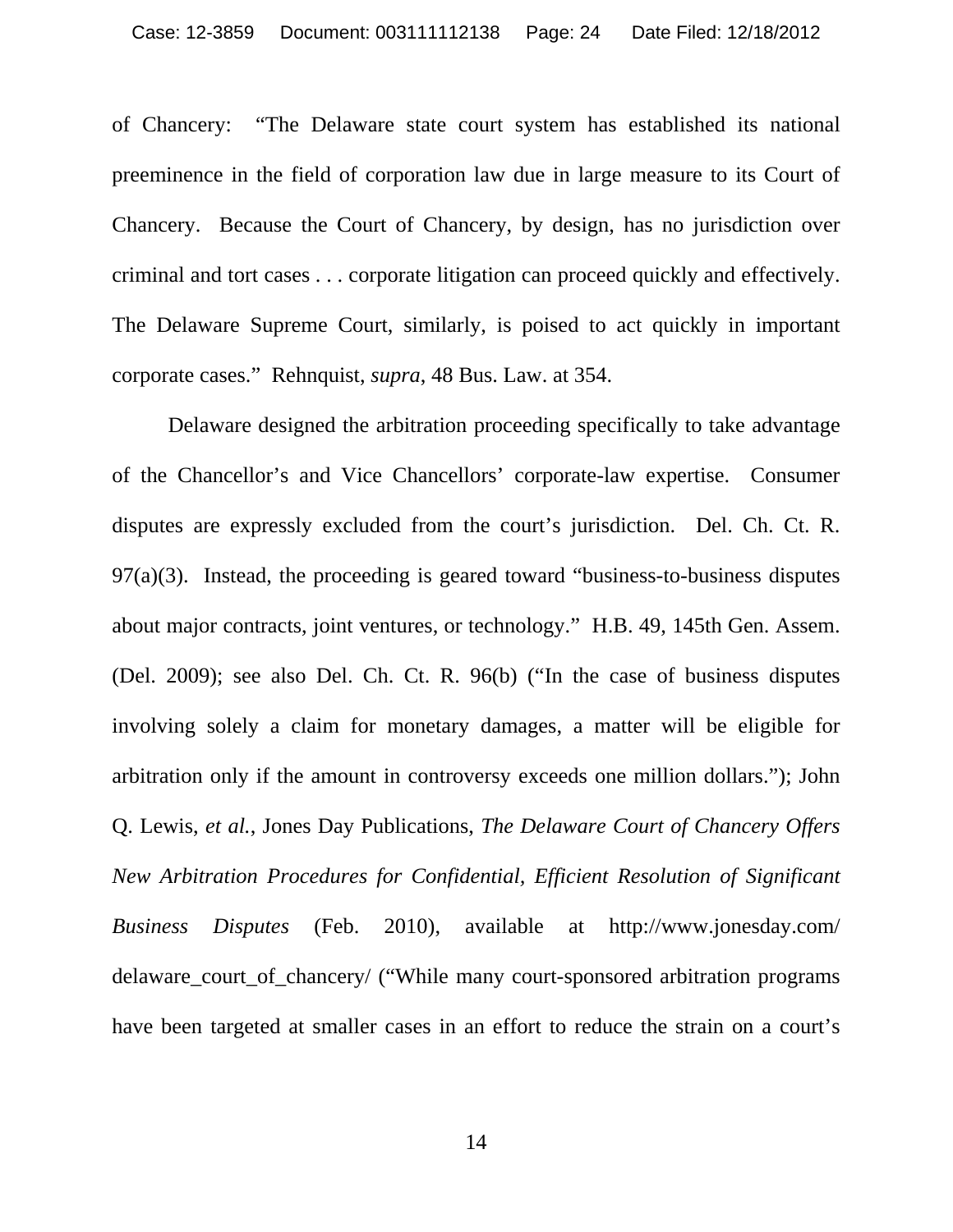of Chancery: "The Delaware state court system has established its national preeminence in the field of corporation law due in large measure to its Court of Chancery. Because the Court of Chancery, by design, has no jurisdiction over criminal and tort cases . . . corporate litigation can proceed quickly and effectively. The Delaware Supreme Court, similarly, is poised to act quickly in important corporate cases." Rehnquist, *supra*, 48 Bus. Law. at 354.

Delaware designed the arbitration proceeding specifically to take advantage of the Chancellor's and Vice Chancellors' corporate-law expertise. Consumer disputes are expressly excluded from the court's jurisdiction. Del. Ch. Ct. R. 97(a)(3). Instead, the proceeding is geared toward "business-to-business disputes about major contracts, joint ventures, or technology." H.B. 49, 145th Gen. Assem. (Del. 2009); see also Del. Ch. Ct. R. 96(b) ("In the case of business disputes involving solely a claim for monetary damages, a matter will be eligible for arbitration only if the amount in controversy exceeds one million dollars."); John Q. Lewis, *et al.*, Jones Day Publications, *The Delaware Court of Chancery Offers New Arbitration Procedures for Confidential, Efficient Resolution of Significant Business Disputes* (Feb. 2010), available at http://www.jonesday.com/delaware_court_of_chancery/ ("While many court-sponsored arbitration programs have been targeted at smaller cases in an effort to reduce the strain on a court's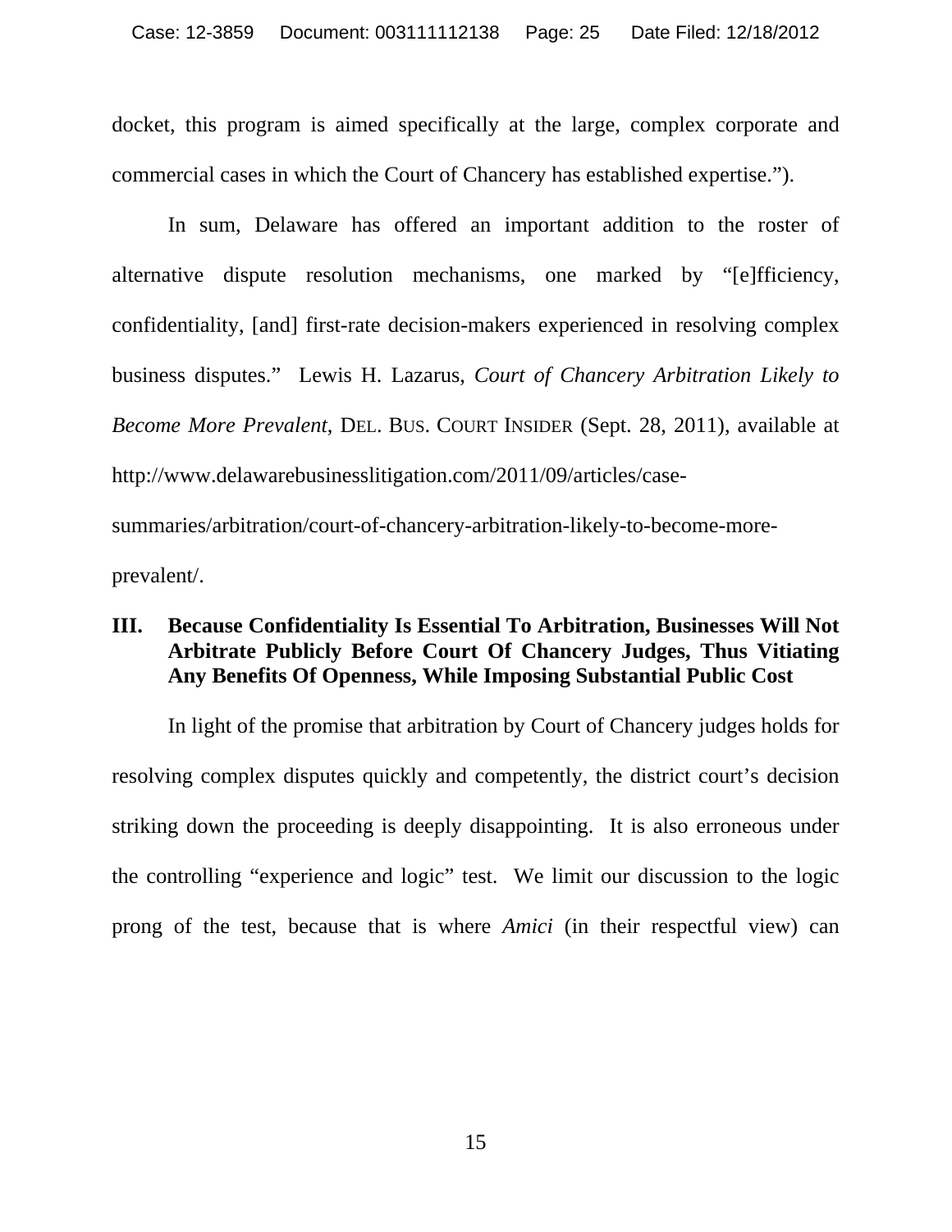docket, this program is aimed specifically at the large, complex corporate and commercial cases in which the Court of Chancery has established expertise.").

In sum, Delaware has offered an important addition to the roster of alternative dispute resolution mechanisms, one marked by "[e]fficiency, confidentiality, [and] first-rate decision-makers experienced in resolving complex business disputes." Lewis H. Lazarus, *Court of Chancery Arbitration Likely to Become More Prevalent*, DEL. BUS. COURT INSIDER (Sept. 28, 2011), available at http://www.delawarebusinesslitigation.com/2011/09/articles/case-summaries/arbitration/court-of-chancery-arbitration-likely-to-become-more-prevalent/.

## III. Because Confidentiality Is Essential To Arbitration, Businesses Will Not Arbitrate Publicly Before Court Of Chancery Judges, Thus Vitiating Any Benefits Of Openness, While Imposing Substantial Public Cost

In light of the promise that arbitration by Court of Chancery judges holds for resolving complex disputes quickly and competently, the district court's decision striking down the proceeding is deeply disappointing. It is also erroneous under the controlling "experience and logic" test. We limit our discussion to the logic prong of the test, because that is where *Amici* (in their respectful view) can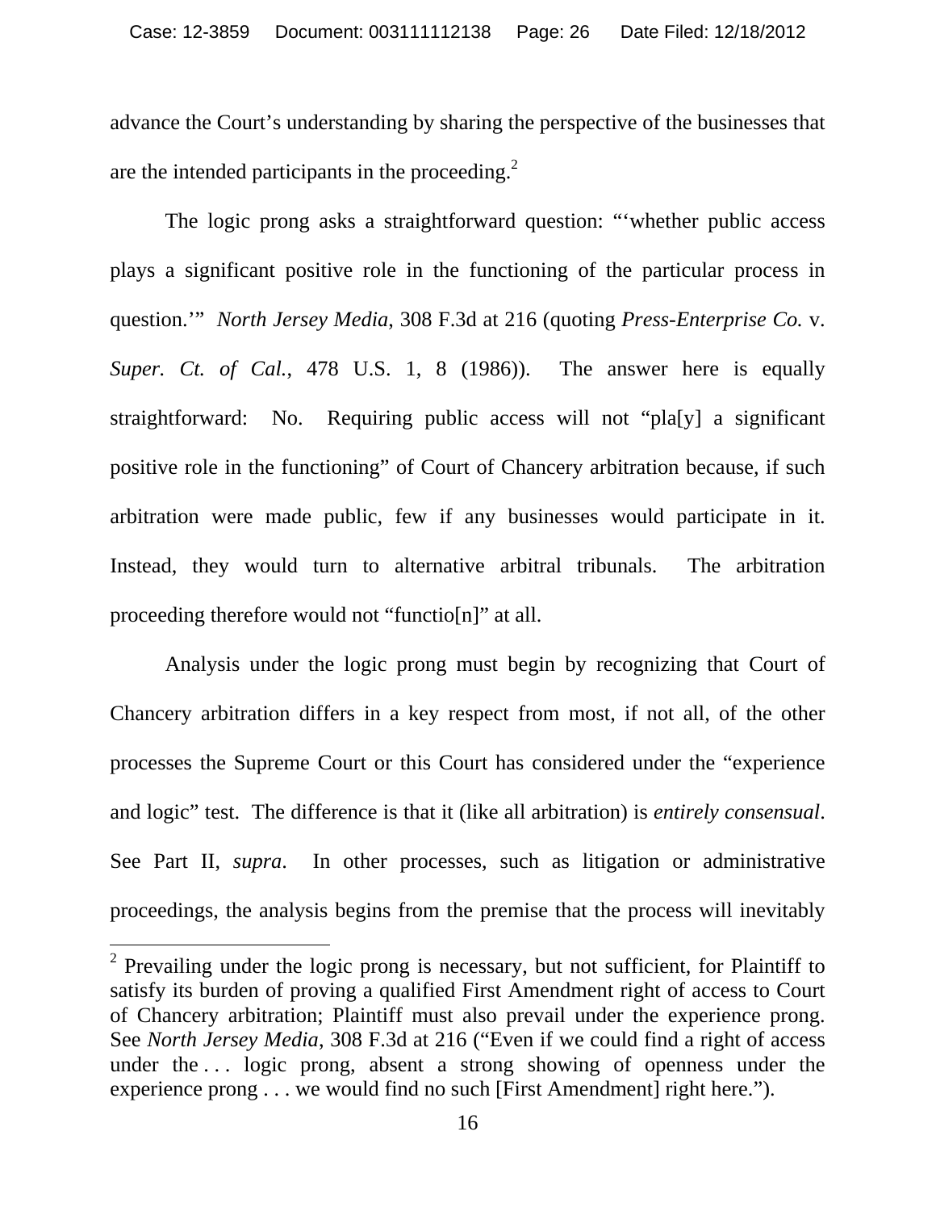advance the Court's understanding by sharing the perspective of the businesses that are the intended participants in the proceeding.[2]

The logic prong asks a straightforward question: "'whether public access plays a significant positive role in the functioning of the particular process in question.'" *North Jersey Media*, 308 F.3d at 216 (quoting *Press-Enterprise Co.* v. *Super. Ct. of Cal.*, 478 U.S. 1, 8 (1986)). The answer here is equally straightforward: No. Requiring public access will not "pla[y] a significant positive role in the functioning" of Court of Chancery arbitration because, if such arbitration were made public, few if any businesses would participate in it. Instead, they would turn to alternative arbitral tribunals. The arbitration proceeding therefore would not "functio[n]" at all.

Analysis under the logic prong must begin by recognizing that Court of Chancery arbitration differs in a key respect from most, if not all, of the other processes the Supreme Court or this Court has considered under the "experience and logic" test. The difference is that it (like all arbitration) is *entirely consensual*. See Part II, *supra*. In other processes, such as litigation or administrative proceedings, the analysis begins from the premise that the process will inevitably

---

[2] Prevailing under the logic prong is necessary, but not sufficient, for Plaintiff to satisfy its burden of proving a qualified First Amendment right of access to Court of Chancery arbitration; Plaintiff must also prevail under the experience prong. See *North Jersey Media*, 308 F.3d at 216 ("Even if we could find a right of access under the . . . logic prong, absent a strong showing of openness under the experience prong . . . we would find no such [First Amendment] right here.").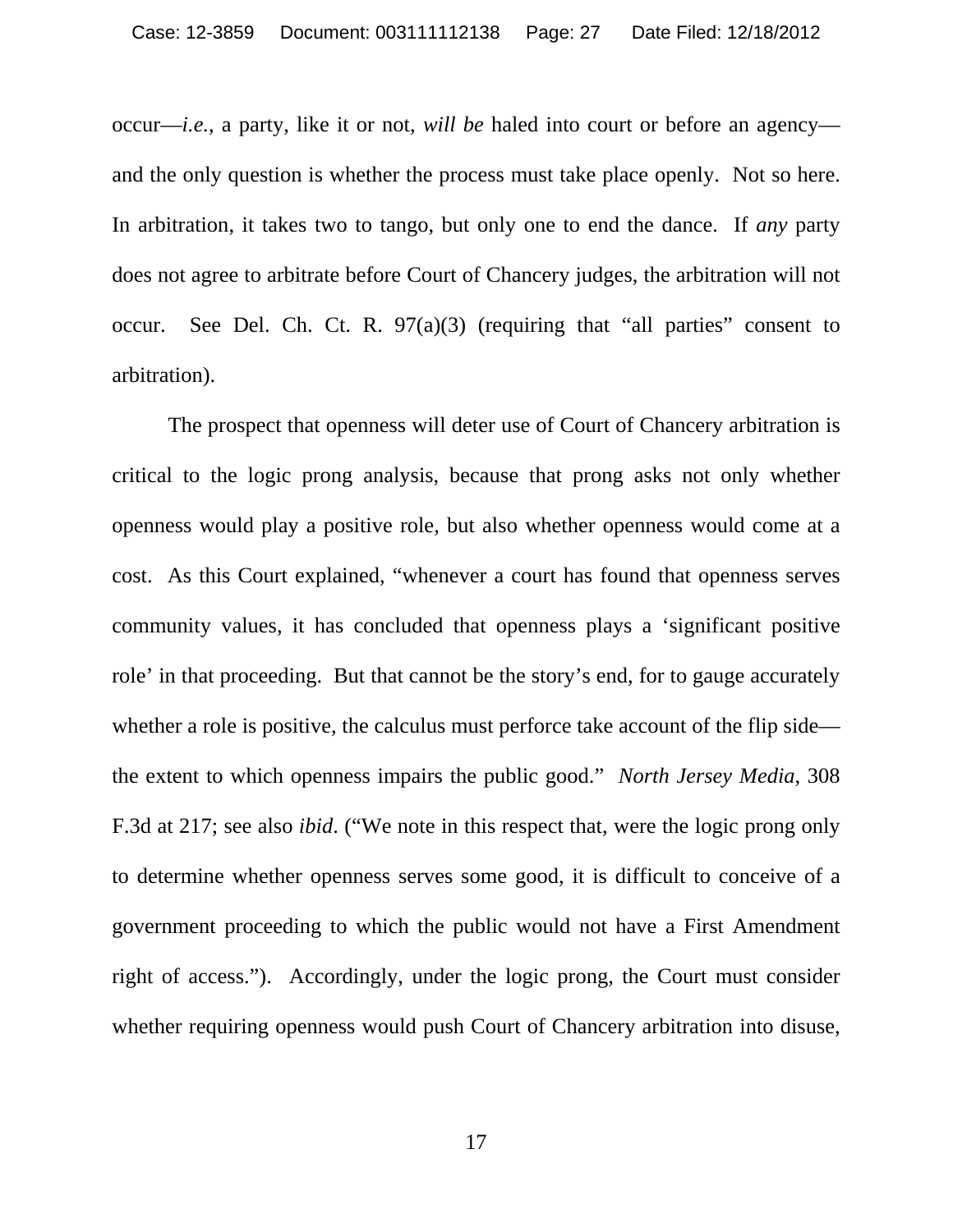occur—*i.e.*, a party, like it or not, *will be* haled into court or before an agency—and the only question is whether the process must take place openly. Not so here. In arbitration, it takes two to tango, but only one to end the dance. If *any* party does not agree to arbitrate before Court of Chancery judges, the arbitration will not occur. See Del. Ch. Ct. R. 97(a)(3) (requiring that "all parties" consent to arbitration).

The prospect that openness will deter use of Court of Chancery arbitration is critical to the logic prong analysis, because that prong asks not only whether openness would play a positive role, but also whether openness would come at a cost. As this Court explained, "whenever a court has found that openness serves community values, it has concluded that openness plays a 'significant positive role' in that proceeding. But that cannot be the story's end, for to gauge accurately whether a role is positive, the calculus must perforce take account of the flip side—the extent to which openness impairs the public good." *North Jersey Media*, 308 F.3d at 217; see also *ibid*. ("We note in this respect that, were the logic prong only to determine whether openness serves some good, it is difficult to conceive of a government proceeding to which the public would not have a First Amendment right of access."). Accordingly, under the logic prong, the Court must consider whether requiring openness would push Court of Chancery arbitration into disuse,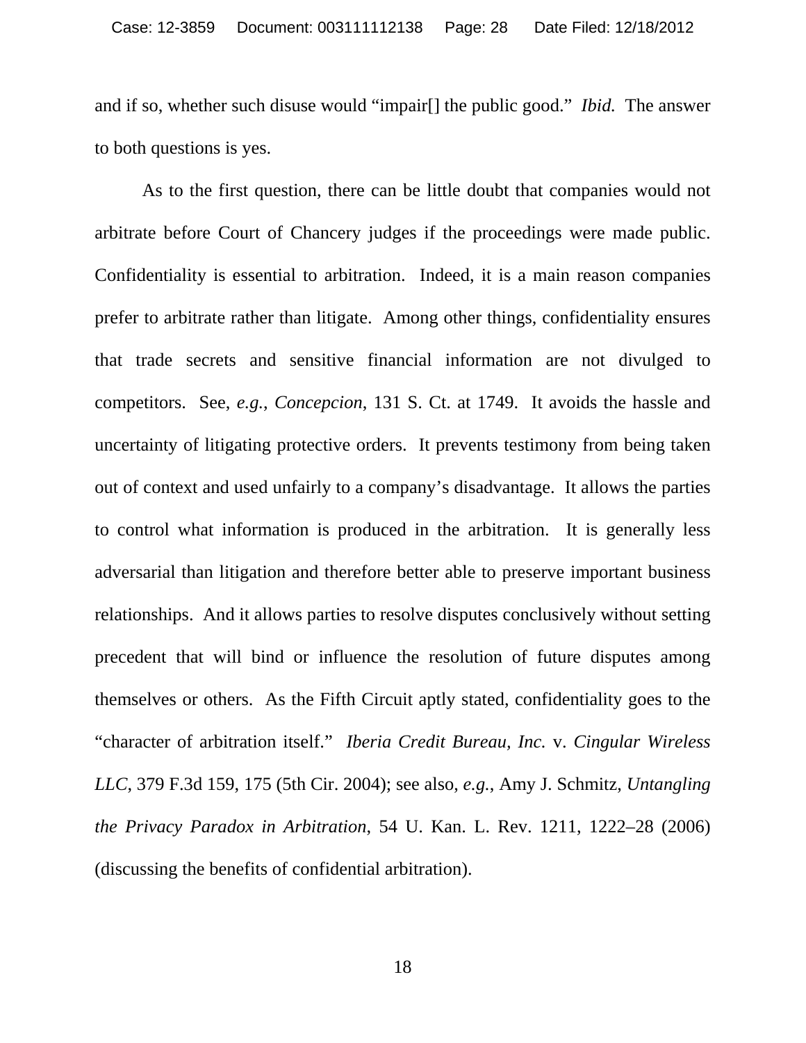and if so, whether such disuse would "impair[] the public good." *Ibid.* The answer to both questions is yes.

As to the first question, there can be little doubt that companies would not arbitrate before Court of Chancery judges if the proceedings were made public. Confidentiality is essential to arbitration. Indeed, it is a main reason companies prefer to arbitrate rather than litigate. Among other things, confidentiality ensures that trade secrets and sensitive financial information are not divulged to competitors. See, *e.g.*, *Concepcion*, 131 S. Ct. at 1749. It avoids the hassle and uncertainty of litigating protective orders. It prevents testimony from being taken out of context and used unfairly to a company's disadvantage. It allows the parties to control what information is produced in the arbitration. It is generally less adversarial than litigation and therefore better able to preserve important business relationships. And it allows parties to resolve disputes conclusively without setting precedent that will bind or influence the resolution of future disputes among themselves or others. As the Fifth Circuit aptly stated, confidentiality goes to the "character of arbitration itself." *Iberia Credit Bureau, Inc.* v. *Cingular Wireless LLC*, 379 F.3d 159, 175 (5th Cir. 2004); see also, *e.g.*, Amy J. Schmitz, *Untangling the Privacy Paradox in Arbitration*, 54 U. Kan. L. Rev. 1211, 1222–28 (2006) (discussing the benefits of confidential arbitration).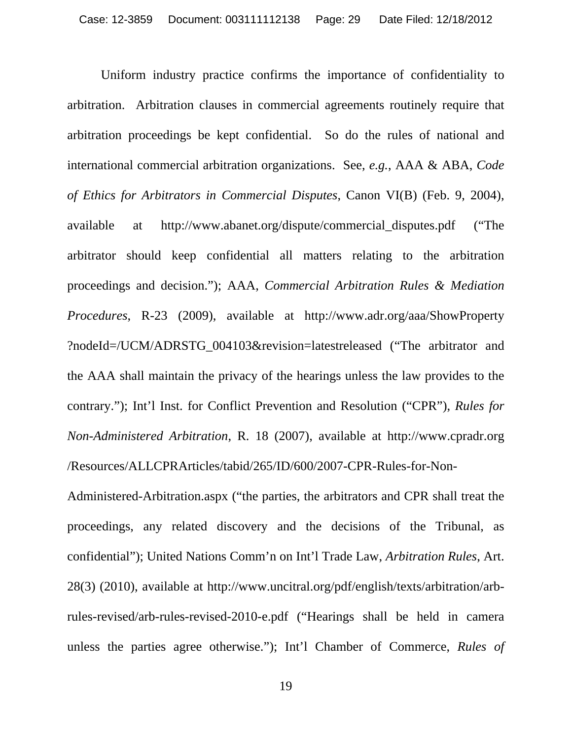Uniform industry practice confirms the importance of confidentiality to arbitration. Arbitration clauses in commercial agreements routinely require that arbitration proceedings be kept confidential. So do the rules of national and international commercial arbitration organizations. See, *e.g.*, AAA & ABA, *Code of Ethics for Arbitrators in Commercial Disputes*, Canon VI(B) (Feb. 9, 2004), available at http://www.abanet.org/dispute/commercial_disputes.pdf ("The arbitrator should keep confidential all matters relating to the arbitration proceedings and decision."); AAA, *Commercial Arbitration Rules & Mediation Procedures*, R-23 (2009), available at http://www.adr.org/aaa/ShowProperty?nodeId=/UCM/ADRSTG_004103&revision=latestreleased ("The arbitrator and the AAA shall maintain the privacy of the hearings unless the law provides to the contrary."); Int'l Inst. for Conflict Prevention and Resolution ("CPR"), *Rules for Non-Administered Arbitration*, R. 18 (2007), available at http://www.cpradr.org/Resources/ALLCPRArticles/tabid/265/ID/600/2007-CPR-Rules-for-Non-Administered-Arbitration.aspx ("the parties, the arbitrators and CPR shall treat the proceedings, any related discovery and the decisions of the Tribunal, as confidential"); United Nations Comm'n on Int'l Trade Law, *Arbitration Rules*, Art. 28(3) (2010), available at http://www.uncitral.org/pdf/english/texts/arbitration/arb-rules-revised/arb-rules-revised-2010-e.pdf ("Hearings shall be held in camera unless the parties agree otherwise."); Int'l Chamber of Commerce, *Rules of*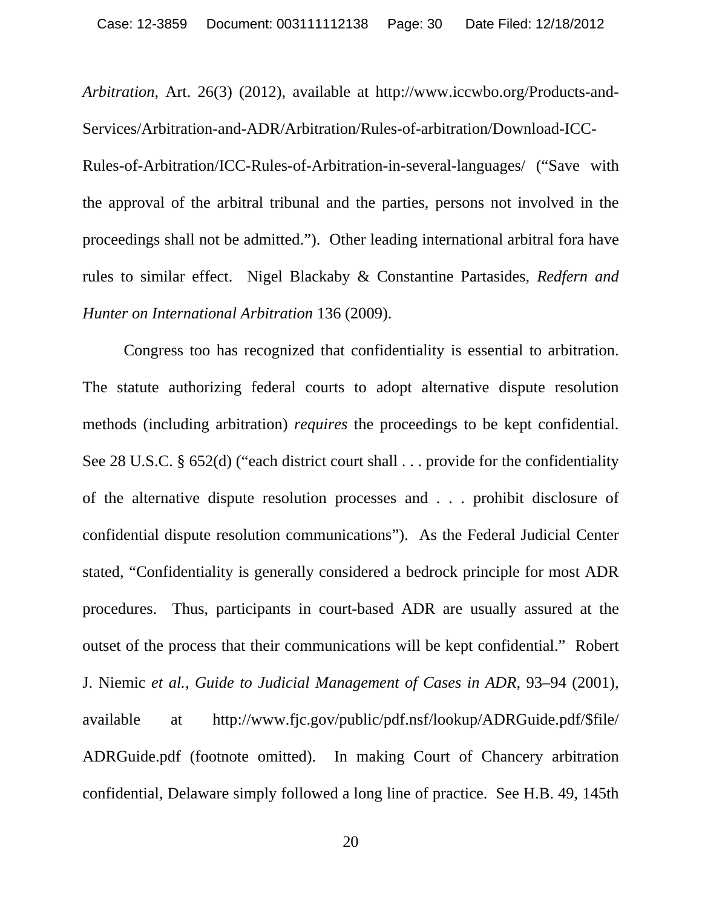*Arbitration*, Art. 26(3) (2012), available at http://www.iccwbo.org/Products-and-Services/Arbitration-and-ADR/Arbitration/Rules-of-arbitration/Download-ICC-Rules-of-Arbitration/ICC-Rules-of-Arbitration-in-several-languages/ ("Save with the approval of the arbitral tribunal and the parties, persons not involved in the proceedings shall not be admitted."). Other leading international arbitral fora have rules to similar effect. Nigel Blackaby & Constantine Partasides, *Redfern and Hunter on International Arbitration* 136 (2009).

Congress too has recognized that confidentiality is essential to arbitration. The statute authorizing federal courts to adopt alternative dispute resolution methods (including arbitration) *requires* the proceedings to be kept confidential. See 28 U.S.C. § 652(d) ("each district court shall . . . provide for the confidentiality of the alternative dispute resolution processes and . . . prohibit disclosure of confidential dispute resolution communications"). As the Federal Judicial Center stated, "Confidentiality is generally considered a bedrock principle for most ADR procedures. Thus, participants in court-based ADR are usually assured at the outset of the process that their communications will be kept confidential." Robert J. Niemic *et al.*, *Guide to Judicial Management of Cases in ADR*, 93–94 (2001), available at http://www.fjc.gov/public/pdf.nsf/lookup/ADRGuide.pdf/$file/ADRGuide.pdf (footnote omitted). In making Court of Chancery arbitration confidential, Delaware simply followed a long line of practice. See H.B. 49, 145th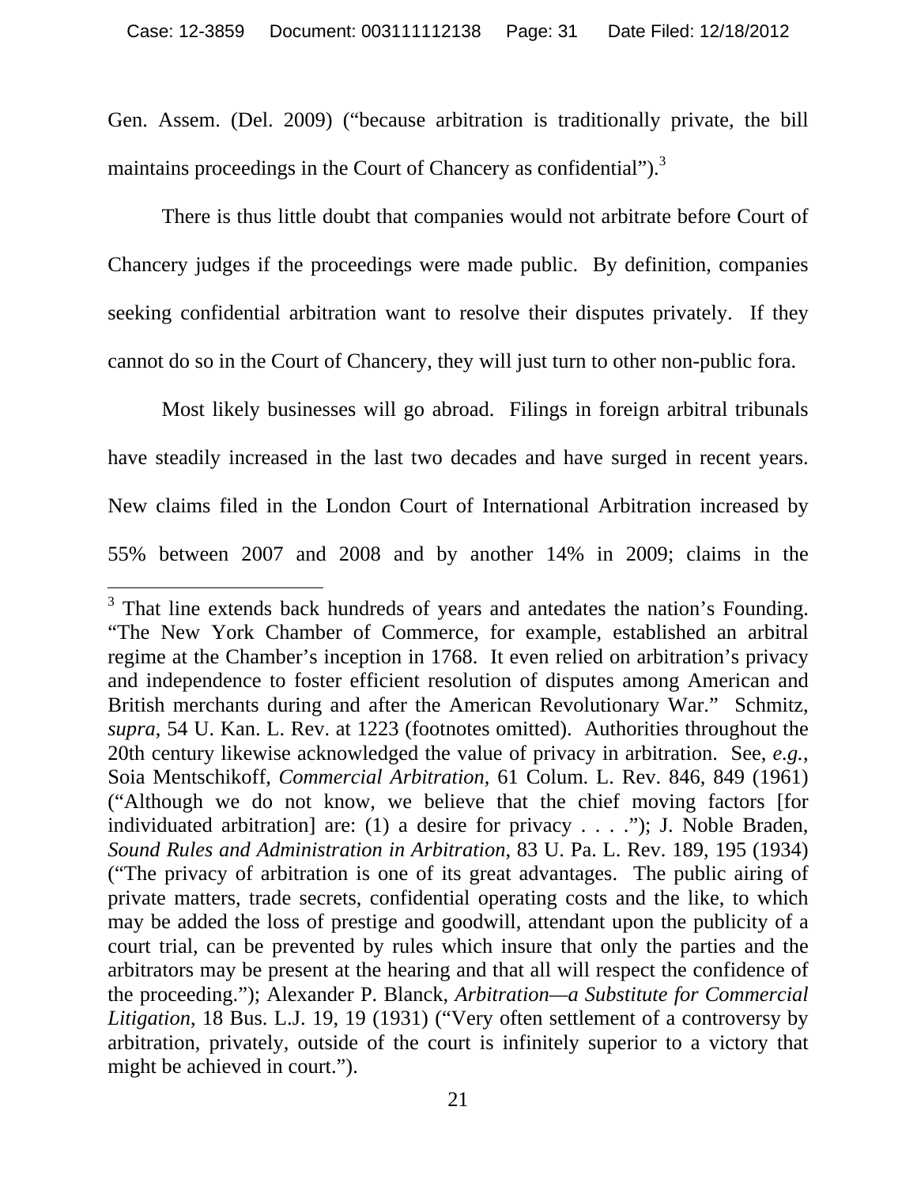Gen. Assem. (Del. 2009) ("because arbitration is traditionally private, the bill maintains proceedings in the Court of Chancery as confidential").[3]

There is thus little doubt that companies would not arbitrate before Court of Chancery judges if the proceedings were made public. By definition, companies seeking confidential arbitration want to resolve their disputes privately. If they cannot do so in the Court of Chancery, they will just turn to other non-public fora.

Most likely businesses will go abroad. Filings in foreign arbitral tribunals have steadily increased in the last two decades and have surged in recent years. New claims filed in the London Court of International Arbitration increased by 55% between 2007 and 2008 and by another 14% in 2009; claims in the

---

[3] That line extends back hundreds of years and antedates the nation's Founding. "The New York Chamber of Commerce, for example, established an arbitral regime at the Chamber's inception in 1768. It even relied on arbitration's privacy and independence to foster efficient resolution of disputes among American and British merchants during and after the American Revolutionary War." Schmitz, *supra*, 54 U. Kan. L. Rev. at 1223 (footnotes omitted). Authorities throughout the 20th century likewise acknowledged the value of privacy in arbitration. See, *e.g.*, Soia Mentschikoff, *Commercial Arbitration*, 61 Colum. L. Rev. 846, 849 (1961) ("Although we do not know, we believe that the chief moving factors [for individuated arbitration] are: (1) a desire for privacy . . . ."); J. Noble Braden, *Sound Rules and Administration in Arbitration*, 83 U. Pa. L. Rev. 189, 195 (1934) ("The privacy of arbitration is one of its great advantages. The public airing of private matters, trade secrets, confidential operating costs and the like, to which may be added the loss of prestige and goodwill, attendant upon the publicity of a court trial, can be prevented by rules which insure that only the parties and the arbitrators may be present at the hearing and that all will respect the confidence of the proceeding."); Alexander P. Blanck, *Arbitration—a Substitute for Commercial Litigation*, 18 Bus. L.J. 19, 19 (1931) ("Very often settlement of a controversy by arbitration, privately, outside of the court is infinitely superior to a victory that might be achieved in court.").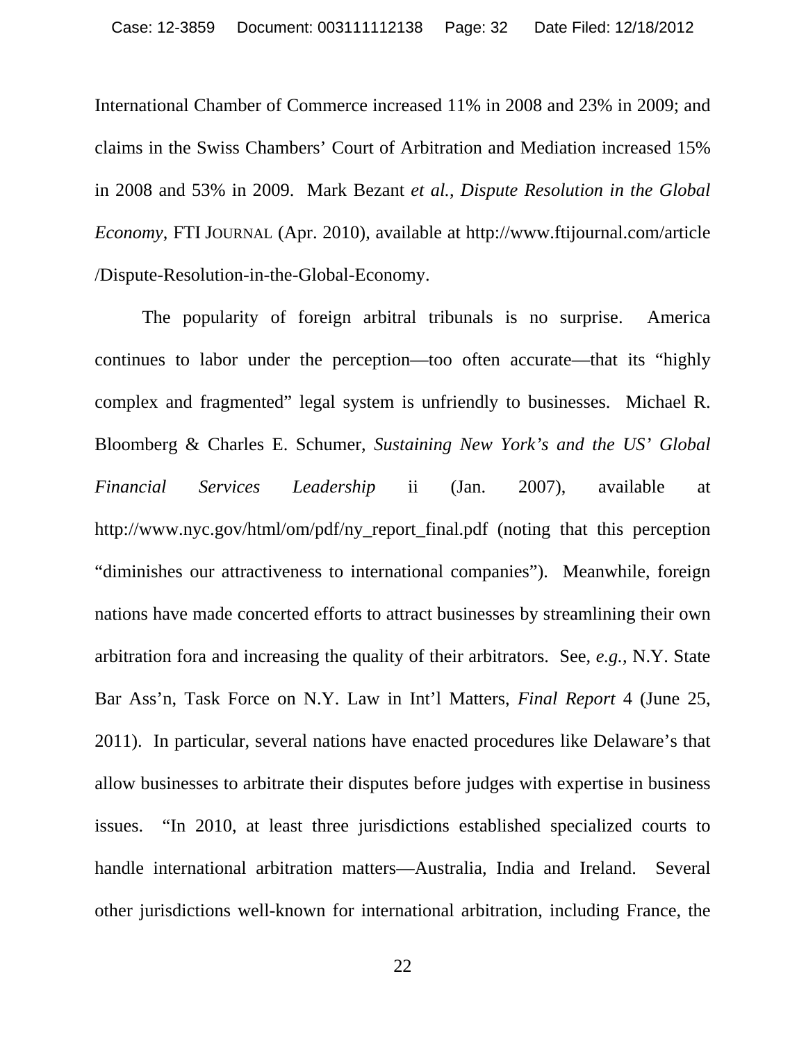International Chamber of Commerce increased 11% in 2008 and 23% in 2009; and claims in the Swiss Chambers' Court of Arbitration and Mediation increased 15% in 2008 and 53% in 2009. Mark Bezant *et al.*, *Dispute Resolution in the Global Economy*, FTI JOURNAL (Apr. 2010), available at http://www.ftijournal.com/article/Dispute-Resolution-in-the-Global-Economy.

The popularity of foreign arbitral tribunals is no surprise. America continues to labor under the perception—too often accurate—that its "highly complex and fragmented" legal system is unfriendly to businesses. Michael R. Bloomberg & Charles E. Schumer, *Sustaining New York's and the US' Global Financial Services Leadership* ii (Jan. 2007), available at http://www.nyc.gov/html/om/pdf/ny_report_final.pdf (noting that this perception "diminishes our attractiveness to international companies"). Meanwhile, foreign nations have made concerted efforts to attract businesses by streamlining their own arbitration fora and increasing the quality of their arbitrators. See, *e.g.*, N.Y. State Bar Ass'n, Task Force on N.Y. Law in Int'l Matters, *Final Report* 4 (June 25, 2011). In particular, several nations have enacted procedures like Delaware's that allow businesses to arbitrate their disputes before judges with expertise in business issues. "In 2010, at least three jurisdictions established specialized courts to handle international arbitration matters—Australia, India and Ireland. Several other jurisdictions well-known for international arbitration, including France, the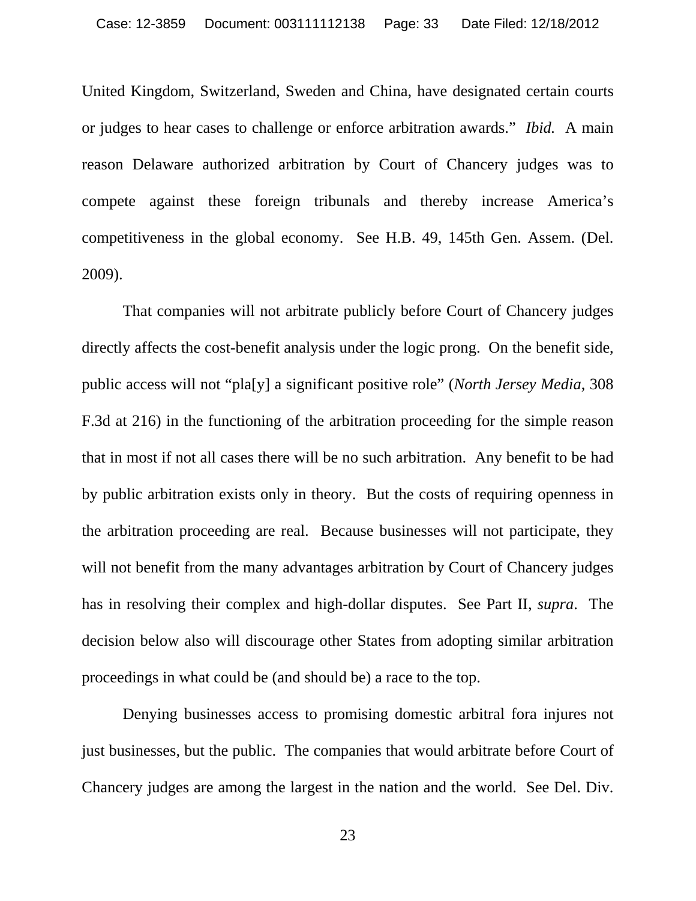United Kingdom, Switzerland, Sweden and China, have designated certain courts or judges to hear cases to challenge or enforce arbitration awards." *Ibid.* A main reason Delaware authorized arbitration by Court of Chancery judges was to compete against these foreign tribunals and thereby increase America's competitiveness in the global economy. See H.B. 49, 145th Gen. Assem. (Del. 2009).

That companies will not arbitrate publicly before Court of Chancery judges directly affects the cost-benefit analysis under the logic prong. On the benefit side, public access will not "pla[y] a significant positive role" (*North Jersey Media*, 308 F.3d at 216) in the functioning of the arbitration proceeding for the simple reason that in most if not all cases there will be no such arbitration. Any benefit to be had by public arbitration exists only in theory. But the costs of requiring openness in the arbitration proceeding are real. Because businesses will not participate, they will not benefit from the many advantages arbitration by Court of Chancery judges has in resolving their complex and high-dollar disputes. See Part II, *supra*. The decision below also will discourage other States from adopting similar arbitration proceedings in what could be (and should be) a race to the top.

Denying businesses access to promising domestic arbitral fora injures not just businesses, but the public. The companies that would arbitrate before Court of Chancery judges are among the largest in the nation and the world. See Del. Div.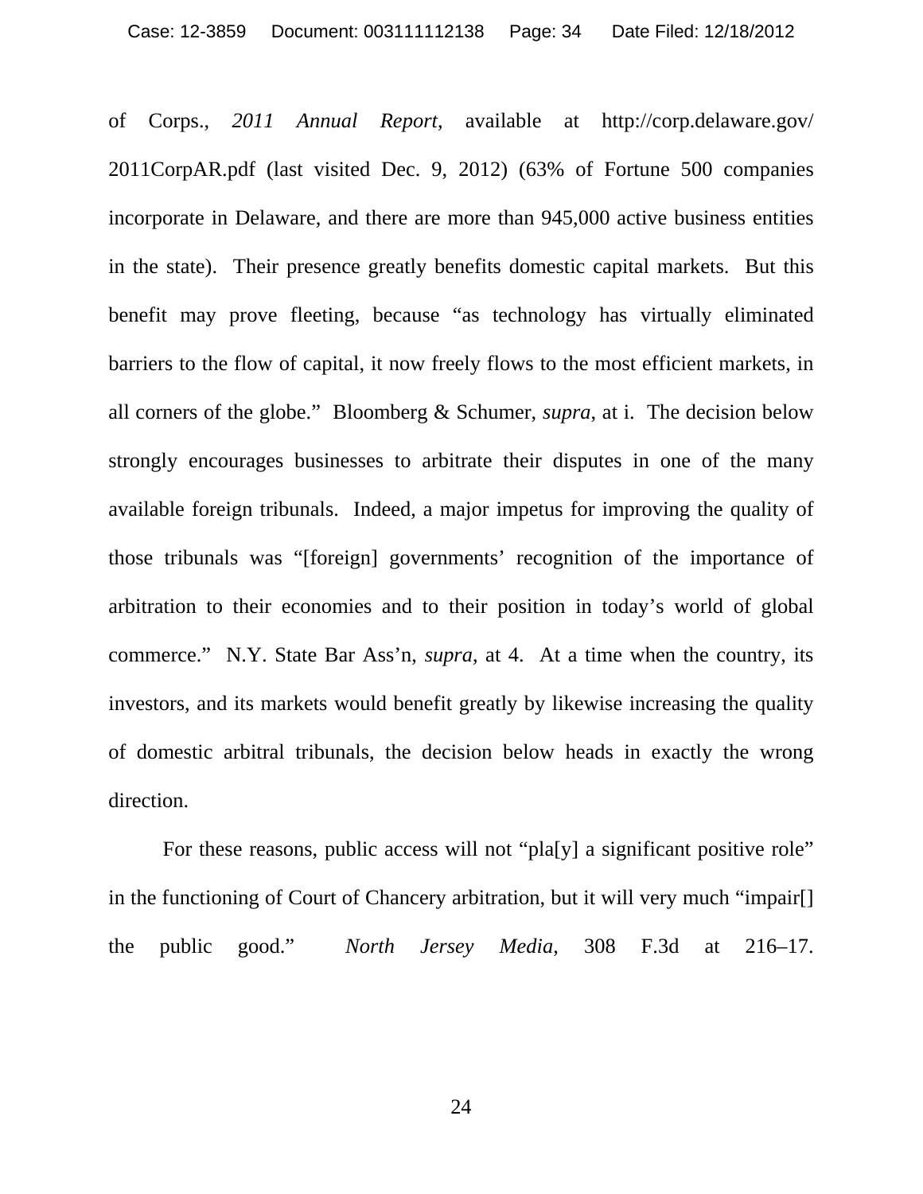of Corps., *2011 Annual Report*, available at http://corp.delaware.gov/2011CorpAR.pdf (last visited Dec. 9, 2012) (63% of Fortune 500 companies incorporate in Delaware, and there are more than 945,000 active business entities in the state). Their presence greatly benefits domestic capital markets. But this benefit may prove fleeting, because "as technology has virtually eliminated barriers to the flow of capital, it now freely flows to the most efficient markets, in all corners of the globe." Bloomberg & Schumer, *supra*, at i. The decision below strongly encourages businesses to arbitrate their disputes in one of the many available foreign tribunals. Indeed, a major impetus for improving the quality of those tribunals was "[foreign] governments' recognition of the importance of arbitration to their economies and to their position in today's world of global commerce." N.Y. State Bar Ass'n, *supra*, at 4. At a time when the country, its investors, and its markets would benefit greatly by likewise increasing the quality of domestic arbitral tribunals, the decision below heads in exactly the wrong direction.

For these reasons, public access will not "pla[y] a significant positive role" in the functioning of Court of Chancery arbitration, but it will very much "impair[] the public good." *North Jersey Media*, 308 F.3d at 216–17.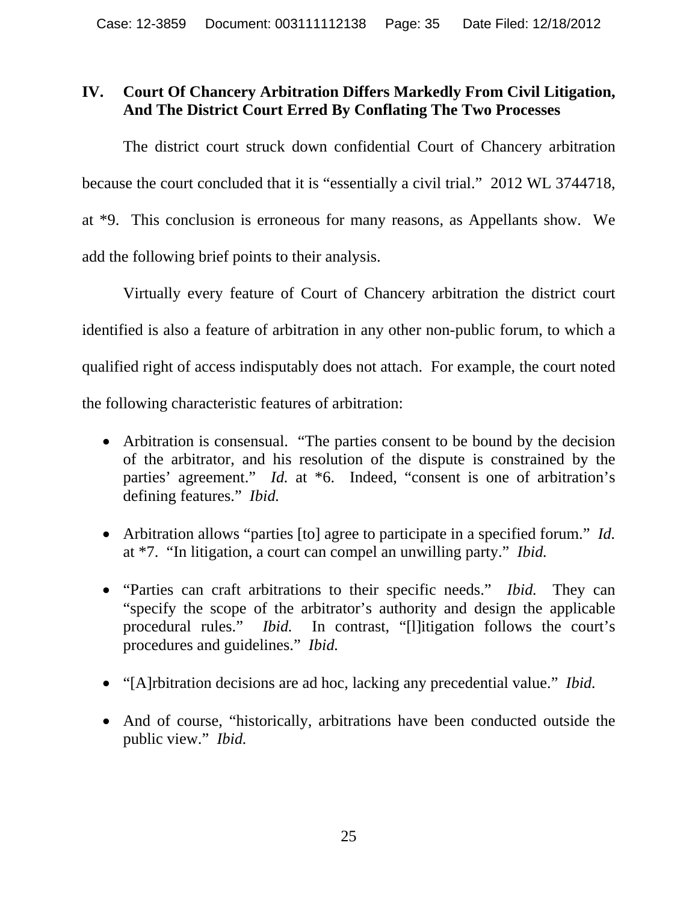## IV. Court Of Chancery Arbitration Differs Markedly From Civil Litigation, And The District Court Erred By Conflating The Two Processes

The district court struck down confidential Court of Chancery arbitration because the court concluded that it is "essentially a civil trial." 2012 WL 3744718, at *9. This conclusion is erroneous for many reasons, as Appellants show. We add the following brief points to their analysis.

Virtually every feature of Court of Chancery arbitration the district court identified is also a feature of arbitration in any other non-public forum, to which a qualified right of access indisputably does not attach. For example, the court noted the following characteristic features of arbitration:

- Arbitration is consensual. "The parties consent to be bound by the decision of the arbitrator, and his resolution of the dispute is constrained by the parties' agreement." *Id.* at *6. Indeed, "consent is one of arbitration's defining features." *Ibid.*

- Arbitration allows "parties [to] agree to participate in a specified forum." *Id.* at *7. "In litigation, a court can compel an unwilling party." *Ibid.*

- "Parties can craft arbitrations to their specific needs." *Ibid.* They can "specify the scope of the arbitrator's authority and design the applicable procedural rules." *Ibid.* In contrast, "[l]itigation follows the court's procedures and guidelines." *Ibid.*

- "[A]rbitration decisions are ad hoc, lacking any precedential value." *Ibid.*

- And of course, "historically, arbitrations have been conducted outside the public view." *Ibid.*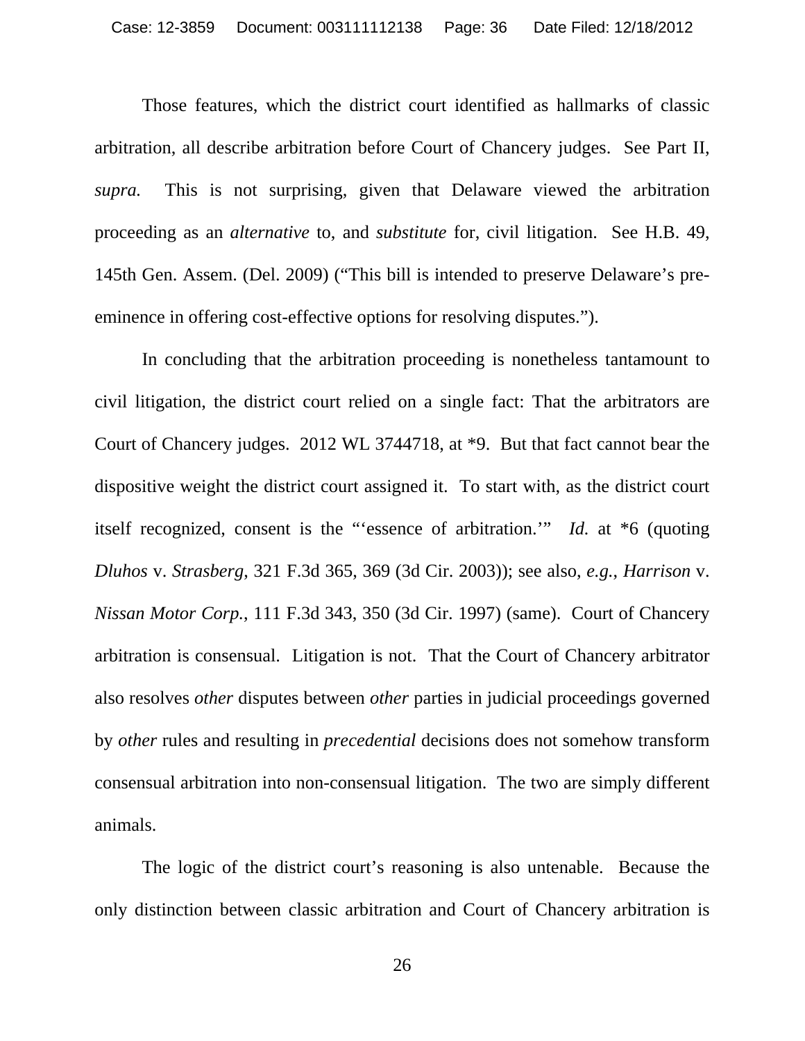Those features, which the district court identified as hallmarks of classic arbitration, all describe arbitration before Court of Chancery judges. See Part II, *supra.* This is not surprising, given that Delaware viewed the arbitration proceeding as an *alternative* to, and *substitute* for, civil litigation. See H.B. 49, 145th Gen. Assem. (Del. 2009) ("This bill is intended to preserve Delaware's pre-eminence in offering cost-effective options for resolving disputes.").

In concluding that the arbitration proceeding is nonetheless tantamount to civil litigation, the district court relied on a single fact: That the arbitrators are Court of Chancery judges. 2012 WL 3744718, at *9. But that fact cannot bear the dispositive weight the district court assigned it. To start with, as the district court itself recognized, consent is the "'essence of arbitration.'" *Id.* at *6 (quoting *Dluhos* v. *Strasberg*, 321 F.3d 365, 369 (3d Cir. 2003)); see also, *e.g.*, *Harrison* v. *Nissan Motor Corp.*, 111 F.3d 343, 350 (3d Cir. 1997) (same). Court of Chancery arbitration is consensual. Litigation is not. That the Court of Chancery arbitrator also resolves *other* disputes between *other* parties in judicial proceedings governed by *other* rules and resulting in *precedential* decisions does not somehow transform consensual arbitration into non-consensual litigation. The two are simply different animals.

The logic of the district court's reasoning is also untenable. Because the only distinction between classic arbitration and Court of Chancery arbitration is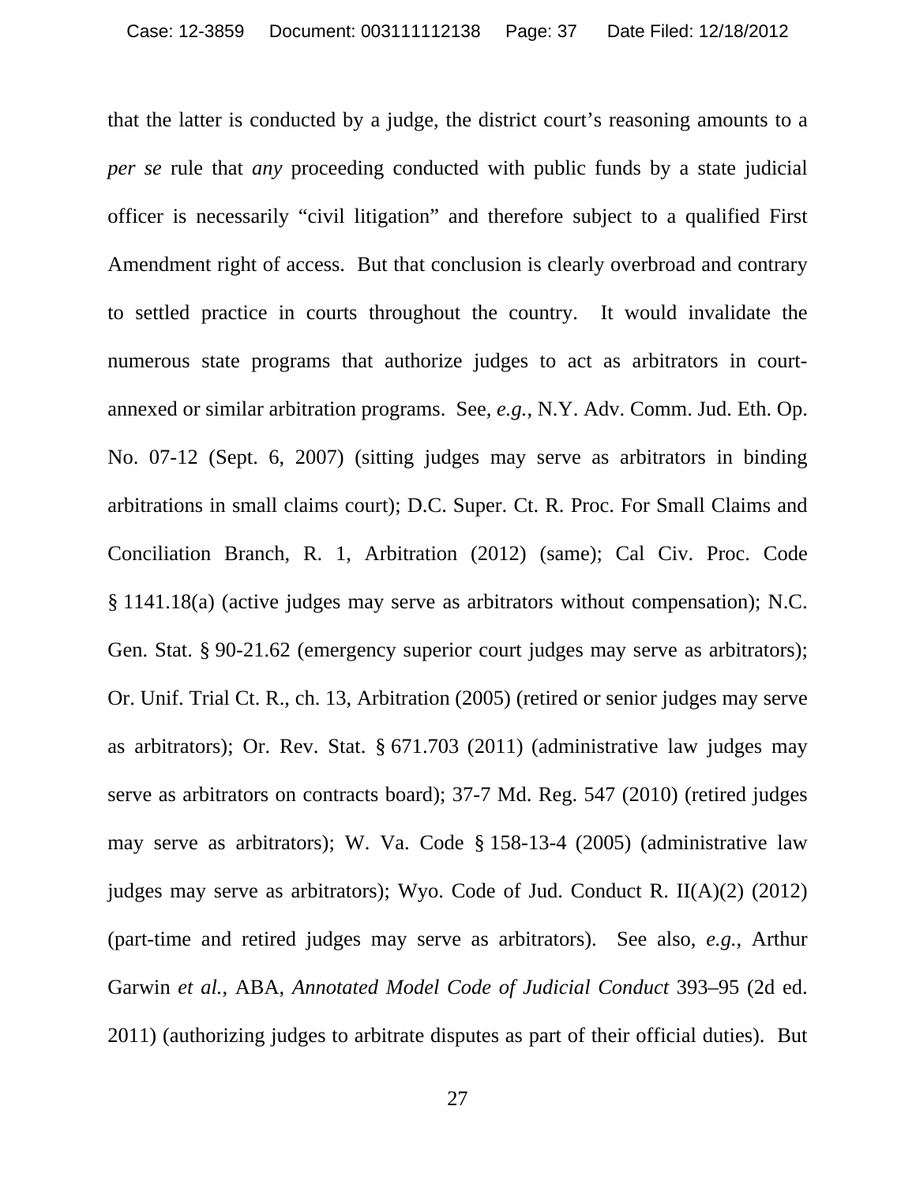that the latter is conducted by a judge, the district court's reasoning amounts to a *per se* rule that *any* proceeding conducted with public funds by a state judicial officer is necessarily "civil litigation" and therefore subject to a qualified First Amendment right of access. But that conclusion is clearly overbroad and contrary to settled practice in courts throughout the country. It would invalidate the numerous state programs that authorize judges to act as arbitrators in court-annexed or similar arbitration programs. See, *e.g.*, N.Y. Adv. Comm. Jud. Eth. Op. No. 07-12 (Sept. 6, 2007) (sitting judges may serve as arbitrators in binding arbitrations in small claims court); D.C. Super. Ct. R. Proc. For Small Claims and Conciliation Branch, R. 1, Arbitration (2012) (same); Cal Civ. Proc. Code § 1141.18(a) (active judges may serve as arbitrators without compensation); N.C. Gen. Stat. § 90-21.62 (emergency superior court judges may serve as arbitrators); Or. Unif. Trial Ct. R., ch. 13, Arbitration (2005) (retired or senior judges may serve as arbitrators); Or. Rev. Stat. § 671.703 (2011) (administrative law judges may serve as arbitrators on contracts board); 37-7 Md. Reg. 547 (2010) (retired judges may serve as arbitrators); W. Va. Code § 158-13-4 (2005) (administrative law judges may serve as arbitrators); Wyo. Code of Jud. Conduct R. II(A)(2) (2012) (part-time and retired judges may serve as arbitrators). See also, *e.g.*, Arthur Garwin *et al.*, ABA, *Annotated Model Code of Judicial Conduct* 393–95 (2d ed. 2011) (authorizing judges to arbitrate disputes as part of their official duties). But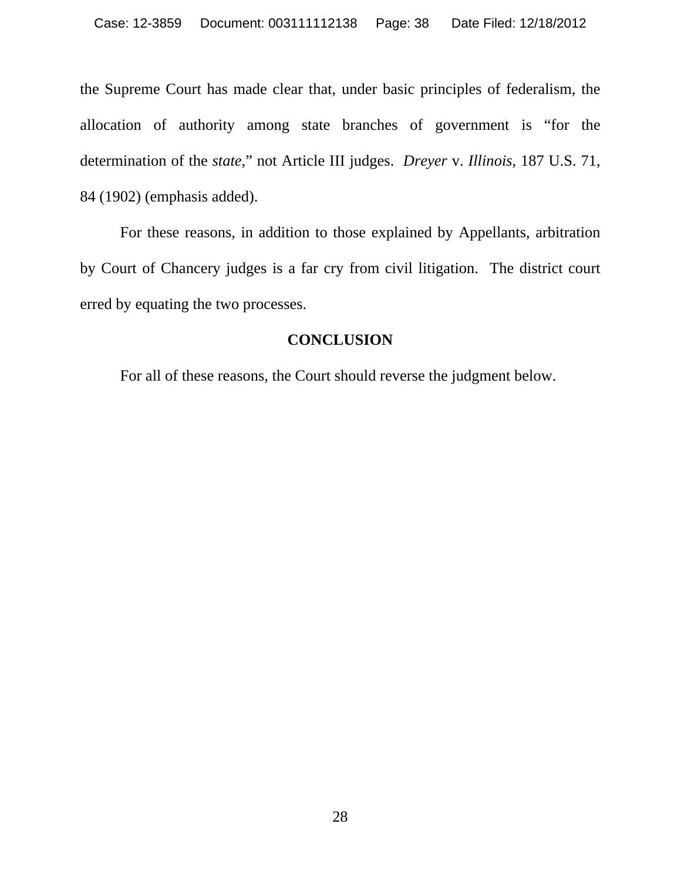the Supreme Court has made clear that, under basic principles of federalism, the allocation of authority among state branches of government is "for the determination of the *state*," not Article III judges. *Dreyer* v. *Illinois*, 187 U.S. 71, 84 (1902) (emphasis added).

For these reasons, in addition to those explained by Appellants, arbitration by Court of Chancery judges is a far cry from civil litigation. The district court erred by equating the two processes.

## CONCLUSION

For all of these reasons, the Court should reverse the judgment below.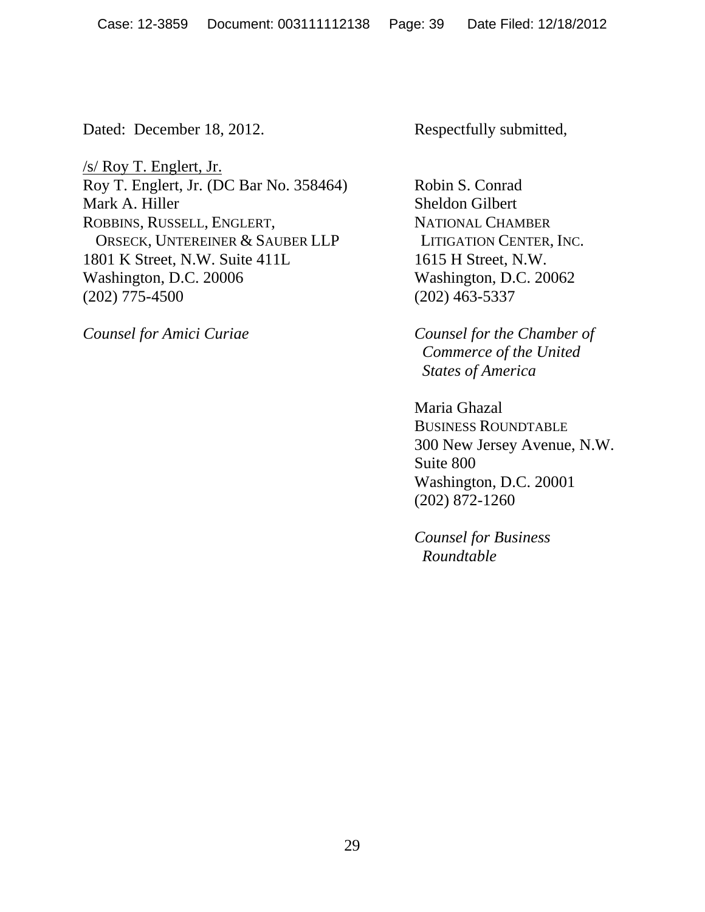Dated: December 18, 2012.

Respectfully submitted,

/s/ Roy T. Englert, Jr.
Roy T. Englert, Jr. (DC Bar No. 358464)
Mark A. Hiller
ROBBINS, RUSSELL, ENGLERT, ORSECK, UNTEREINER & SAUBER LLP
1801 K Street, N.W. Suite 411L
Washington, D.C. 20006
(202) 775-4500

*Counsel for Amici Curiae*

Robin S. Conrad
Sheldon Gilbert
NATIONAL CHAMBER LITIGATION CENTER, INC.
1615 H Street, N.W.
Washington, D.C. 20062
(202) 463-5337

*Counsel for the Chamber of Commerce of the United States of America*

Maria Ghazal
BUSINESS ROUNDTABLE
300 New Jersey Avenue, N.W.
Suite 800
Washington, D.C. 20001
(202) 872-1260

*Counsel for Business Roundtable*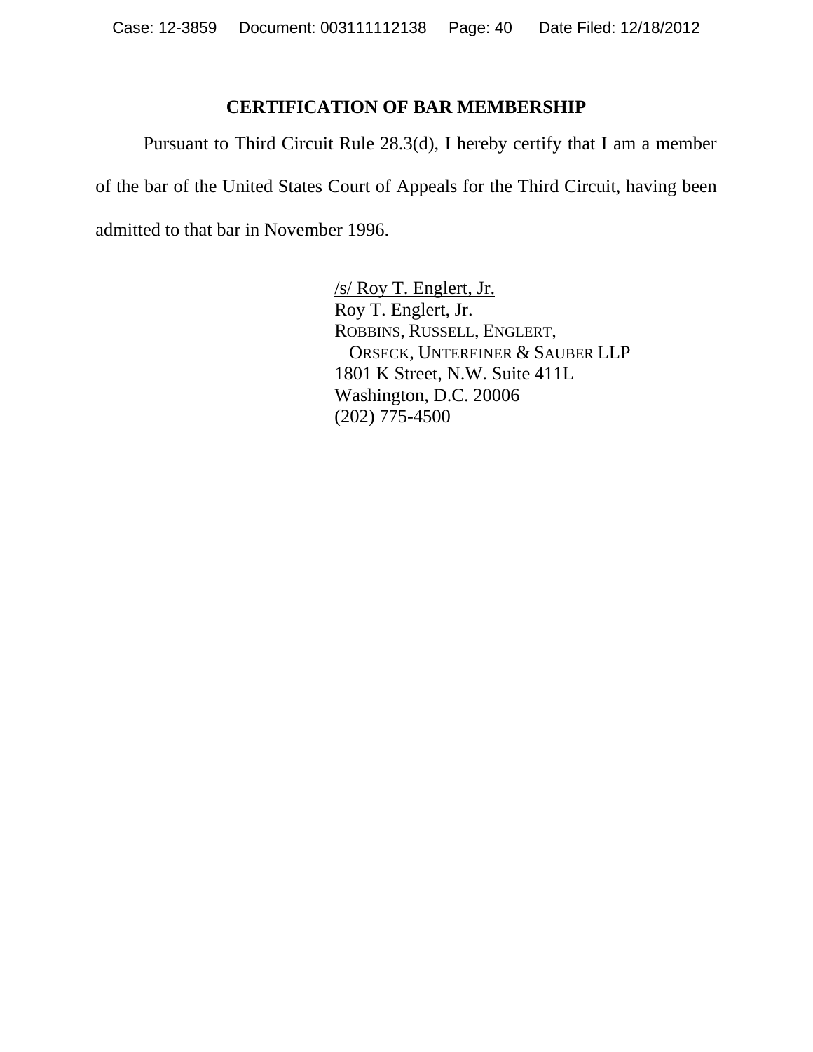## CERTIFICATION OF BAR MEMBERSHIP

Pursuant to Third Circuit Rule 28.3(d), I hereby certify that I am a member of the bar of the United States Court of Appeals for the Third Circuit, having been admitted to that bar in November 1996.

/s/ Roy T. Englert, Jr.  
Roy T. Englert, Jr.  
ROBBINS, RUSSELL, ENGLERT,  
ORSECK, UNTEREINER & SAUBER LLP  
1801 K Street, N.W. Suite 411L  
Washington, D.C. 20006  
(202) 775-4500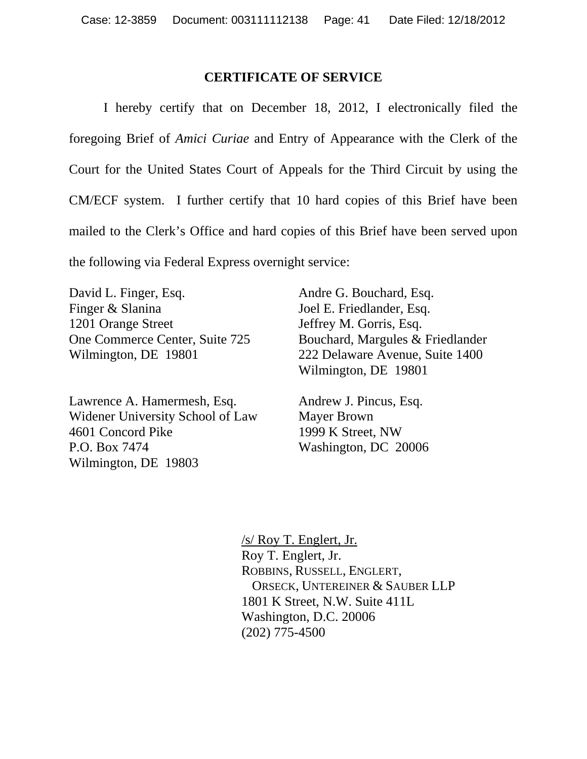## CERTIFICATE OF SERVICE

I hereby certify that on December 18, 2012, I electronically filed the foregoing Brief of *Amici Curiae* and Entry of Appearance with the Clerk of the Court for the United States Court of Appeals for the Third Circuit by using the CM/ECF system. I further certify that 10 hard copies of this Brief have been mailed to the Clerk's Office and hard copies of this Brief have been served upon the following via Federal Express overnight service:

David L. Finger, Esq.
Finger & Slanina
1201 Orange Street
One Commerce Center, Suite 725
Wilmington, DE 19801

Andre G. Bouchard, Esq.
Joel E. Friedlander, Esq.
Jeffrey M. Gorris, Esq.
Bouchard, Margules & Friedlander
222 Delaware Avenue, Suite 1400
Wilmington, DE 19801

Lawrence A. Hamermesh, Esq.
Widener University School of Law
4601 Concord Pike
P.O. Box 7474
Wilmington, DE 19803

Andrew J. Pincus, Esq.
Mayer Brown
1999 K Street, NW
Washington, DC 20006

/s/ Roy T. Englert, Jr.
Roy T. Englert, Jr.
ROBBINS, RUSSELL, ENGLERT,
ORSECK, UNTEREINER & SAUBER LLP
1801 K Street, N.W. Suite 411L
Washington, D.C. 20006
(202) 775-4500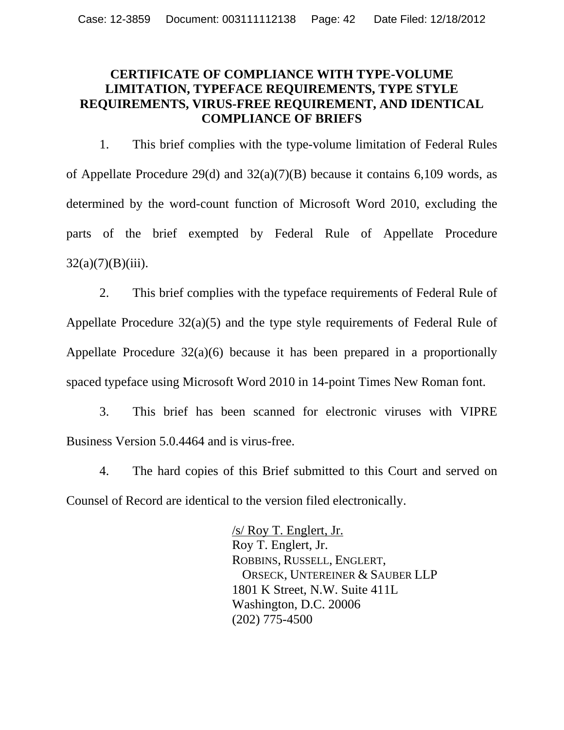## CERTIFICATE OF COMPLIANCE WITH TYPE-VOLUME LIMITATION, TYPEFACE REQUIREMENTS, TYPE STYLE REQUIREMENTS, VIRUS-FREE REQUIREMENT, AND IDENTICAL COMPLIANCE OF BRIEFS

1. This brief complies with the type-volume limitation of Federal Rules of Appellate Procedure 29(d) and 32(a)(7)(B) because it contains 6,109 words, as determined by the word-count function of Microsoft Word 2010, excluding the parts of the brief exempted by Federal Rule of Appellate Procedure 32(a)(7)(B)(iii).

2. This brief complies with the typeface requirements of Federal Rule of Appellate Procedure 32(a)(5) and the type style requirements of Federal Rule of Appellate Procedure 32(a)(6) because it has been prepared in a proportionally spaced typeface using Microsoft Word 2010 in 14-point Times New Roman font.

3. This brief has been scanned for electronic viruses with VIPRE Business Version 5.0.4464 and is virus-free.

4. The hard copies of this Brief submitted to this Court and served on Counsel of Record are identical to the version filed electronically.

/s/ Roy T. Englert, Jr.
Roy T. Englert, Jr.
ROBBINS, RUSSELL, ENGLERT,
ORSECK, UNTEREINER & SAUBER LLP
1801 K Street, N.W. Suite 411L
Washington, D.C. 20006
(202) 775-4500